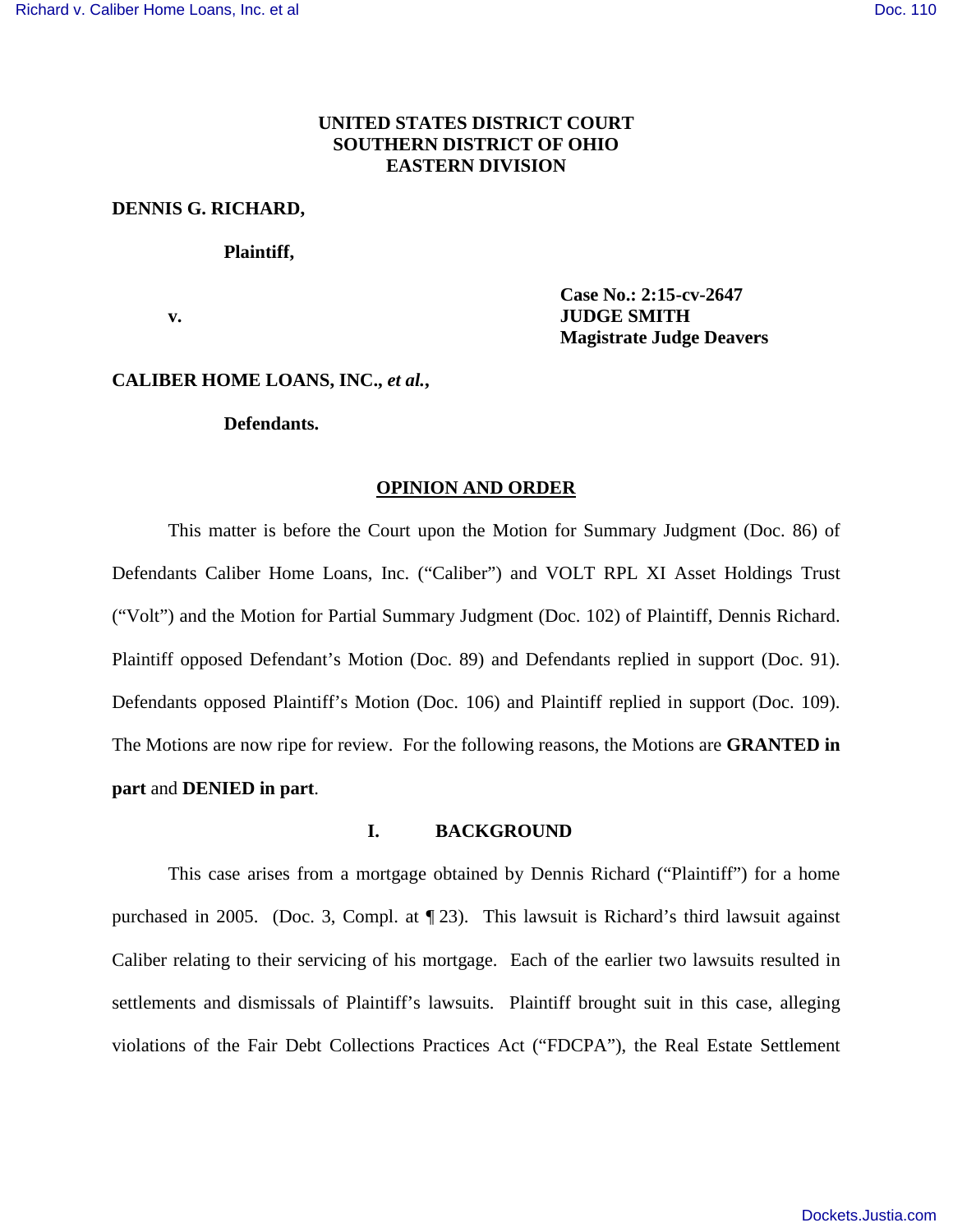**UNITED STATES DISTRICT COURT**
**SOUTHERN DISTRICT OF OHIO**
**EASTERN DIVISION**

**DENNIS G. RICHARD,**

**Plaintiff,**

**v.**

**Case No.: 2:15-cv-2647**
**JUDGE SMITH**
**Magistrate Judge Deavers**

**CALIBER HOME LOANS, INC., *et al.*,**

**Defendants.**

## OPINION AND ORDER

This matter is before the Court upon the Motion for Summary Judgment (Doc. 86) of Defendants Caliber Home Loans, Inc. ("Caliber") and VOLT RPL XI Asset Holdings Trust ("Volt") and the Motion for Partial Summary Judgment (Doc. 102) of Plaintiff, Dennis Richard. Plaintiff opposed Defendant's Motion (Doc. 89) and Defendants replied in support (Doc. 91). Defendants opposed Plaintiff's Motion (Doc. 106) and Plaintiff replied in support (Doc. 109). The Motions are now ripe for review. For the following reasons, the Motions are **GRANTED in part** and **DENIED in part**.

## I. BACKGROUND

This case arises from a mortgage obtained by Dennis Richard ("Plaintiff") for a home purchased in 2005. (Doc. 3, Compl. at ¶ 23). This lawsuit is Richard's third lawsuit against Caliber relating to their servicing of his mortgage. Each of the earlier two lawsuits resulted in settlements and dismissals of Plaintiff's lawsuits. Plaintiff brought suit in this case, alleging violations of the Fair Debt Collections Practices Act ("FDCPA"), the Real Estate Settlement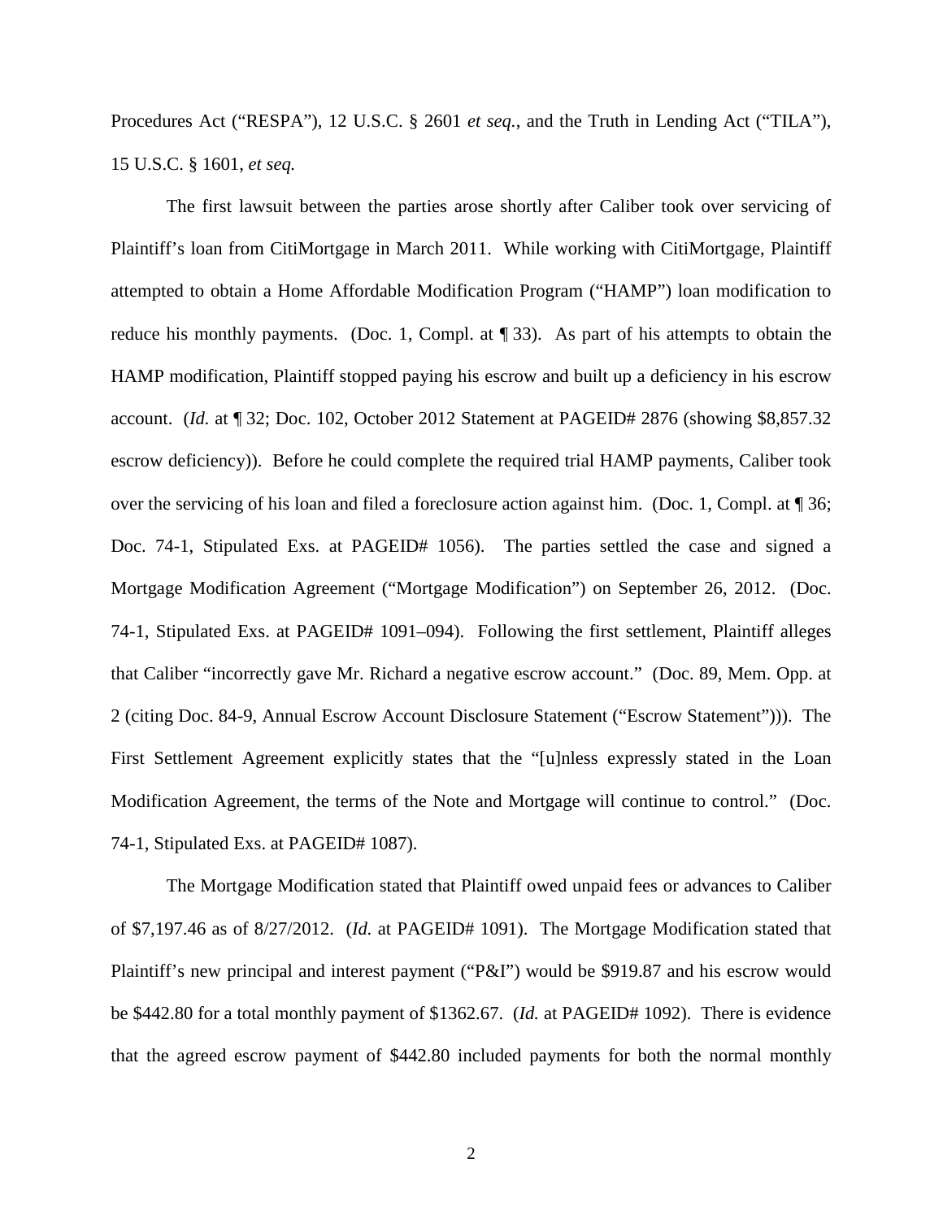Procedures Act ("RESPA"), 12 U.S.C. § 2601 *et seq.*, and the Truth in Lending Act ("TILA"), 15 U.S.C. § 1601, *et seq.*

The first lawsuit between the parties arose shortly after Caliber took over servicing of Plaintiff's loan from CitiMortgage in March 2011. While working with CitiMortgage, Plaintiff attempted to obtain a Home Affordable Modification Program ("HAMP") loan modification to reduce his monthly payments. (Doc. 1, Compl. at ¶ 33). As part of his attempts to obtain the HAMP modification, Plaintiff stopped paying his escrow and built up a deficiency in his escrow account. (*Id.* at ¶ 32; Doc. 102, October 2012 Statement at PAGEID# 2876 (showing $8,857.32 escrow deficiency)). Before he could complete the required trial HAMP payments, Caliber took over the servicing of his loan and filed a foreclosure action against him. (Doc. 1, Compl. at ¶ 36; Doc. 74-1, Stipulated Exs. at PAGEID# 1056). The parties settled the case and signed a Mortgage Modification Agreement ("Mortgage Modification") on September 26, 2012. (Doc. 74-1, Stipulated Exs. at PAGEID# 1091–094). Following the first settlement, Plaintiff alleges that Caliber "incorrectly gave Mr. Richard a negative escrow account." (Doc. 89, Mem. Opp. at 2 (citing Doc. 84-9, Annual Escrow Account Disclosure Statement ("Escrow Statement"))). The First Settlement Agreement explicitly states that the "[u]nless expressly stated in the Loan Modification Agreement, the terms of the Note and Mortgage will continue to control." (Doc. 74-1, Stipulated Exs. at PAGEID# 1087).

The Mortgage Modification stated that Plaintiff owed unpaid fees or advances to Caliber of $7,197.46 as of 8/27/2012. (*Id.* at PAGEID# 1091). The Mortgage Modification stated that Plaintiff's new principal and interest payment ("P&I") would be $919.87 and his escrow would be $442.80 for a total monthly payment of $1362.67. (*Id.* at PAGEID# 1092). There is evidence that the agreed escrow payment of $442.80 included payments for both the normal monthly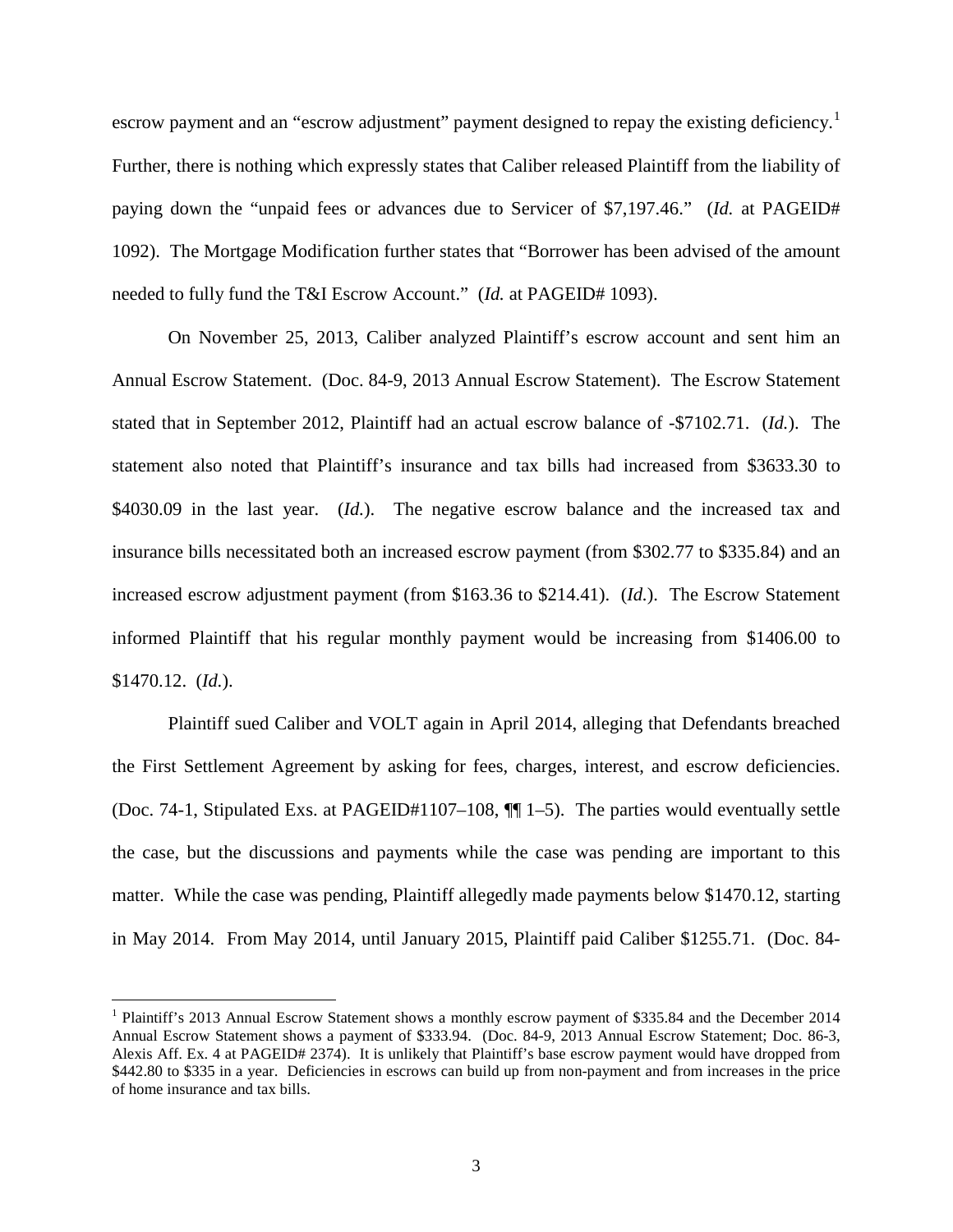escrow payment and an "escrow adjustment" payment designed to repay the existing deficiency.[1] Further, there is nothing which expressly states that Caliber released Plaintiff from the liability of paying down the "unpaid fees or advances due to Servicer of $7,197.46." (*Id.* at PAGEID# 1092). The Mortgage Modification further states that "Borrower has been advised of the amount needed to fully fund the T&I Escrow Account." (*Id.* at PAGEID# 1093).

On November 25, 2013, Caliber analyzed Plaintiff's escrow account and sent him an Annual Escrow Statement. (Doc. 84-9, 2013 Annual Escrow Statement). The Escrow Statement stated that in September 2012, Plaintiff had an actual escrow balance of -$7102.71. (*Id.*). The statement also noted that Plaintiff's insurance and tax bills had increased from $3633.30 to $4030.09 in the last year. (*Id.*). The negative escrow balance and the increased tax and insurance bills necessitated both an increased escrow payment (from $302.77 to $335.84) and an increased escrow adjustment payment (from $163.36 to $214.41). (*Id.*). The Escrow Statement informed Plaintiff that his regular monthly payment would be increasing from $1406.00 to $1470.12. (*Id.*).

Plaintiff sued Caliber and VOLT again in April 2014, alleging that Defendants breached the First Settlement Agreement by asking for fees, charges, interest, and escrow deficiencies. (Doc. 74-1, Stipulated Exs. at PAGEID#1107–108, ¶¶ 1–5). The parties would eventually settle the case, but the discussions and payments while the case was pending are important to this matter. While the case was pending, Plaintiff allegedly made payments below $1470.12, starting in May 2014. From May 2014, until January 2015, Plaintiff paid Caliber $1255.71. (Doc. 84-

[1] Plaintiff's 2013 Annual Escrow Statement shows a monthly escrow payment of $335.84 and the December 2014 Annual Escrow Statement shows a payment of $333.94. (Doc. 84-9, 2013 Annual Escrow Statement; Doc. 86-3, Alexis Aff. Ex. 4 at PAGEID# 2374). It is unlikely that Plaintiff's base escrow payment would have dropped from $442.80 to $335 in a year. Deficiencies in escrows can build up from non-payment and from increases in the price of home insurance and tax bills.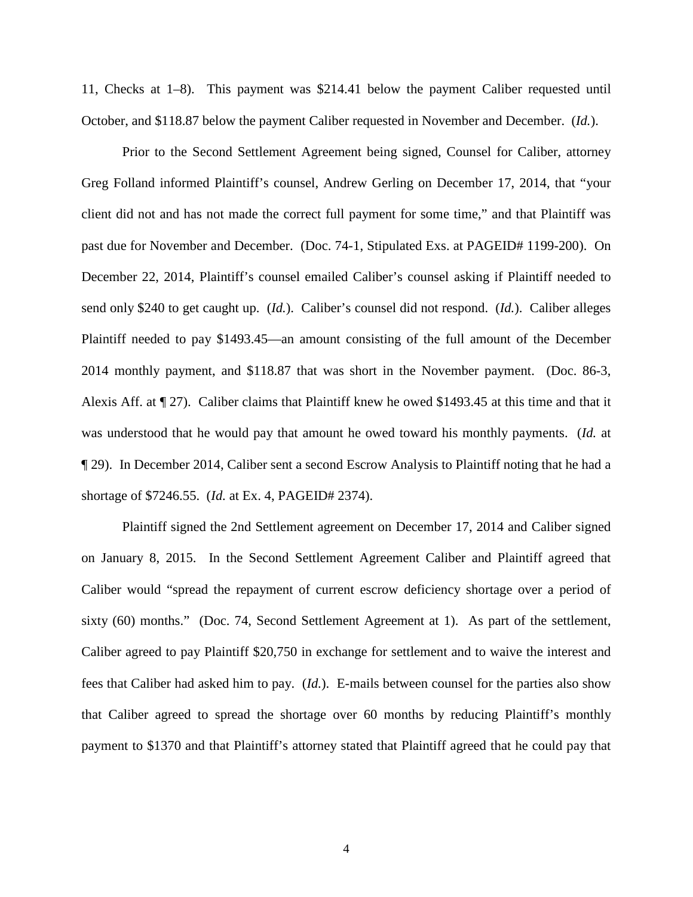11, Checks at 1–8). This payment was $214.41 below the payment Caliber requested until October, and $118.87 below the payment Caliber requested in November and December. (*Id.*).

Prior to the Second Settlement Agreement being signed, Counsel for Caliber, attorney Greg Folland informed Plaintiff's counsel, Andrew Gerling on December 17, 2014, that "your client did not and has not made the correct full payment for some time," and that Plaintiff was past due for November and December. (Doc. 74-1, Stipulated Exs. at PAGEID# 1199-200). On December 22, 2014, Plaintiff's counsel emailed Caliber's counsel asking if Plaintiff needed to send only $240 to get caught up. (*Id.*). Caliber's counsel did not respond. (*Id.*). Caliber alleges Plaintiff needed to pay $1493.45—an amount consisting of the full amount of the December 2014 monthly payment, and $118.87 that was short in the November payment. (Doc. 86-3, Alexis Aff. at ¶ 27). Caliber claims that Plaintiff knew he owed $1493.45 at this time and that it was understood that he would pay that amount he owed toward his monthly payments. (*Id.* at ¶ 29). In December 2014, Caliber sent a second Escrow Analysis to Plaintiff noting that he had a shortage of $7246.55. (*Id.* at Ex. 4, PAGEID# 2374).

Plaintiff signed the 2nd Settlement agreement on December 17, 2014 and Caliber signed on January 8, 2015. In the Second Settlement Agreement Caliber and Plaintiff agreed that Caliber would "spread the repayment of current escrow deficiency shortage over a period of sixty (60) months." (Doc. 74, Second Settlement Agreement at 1). As part of the settlement, Caliber agreed to pay Plaintiff $20,750 in exchange for settlement and to waive the interest and fees that Caliber had asked him to pay. (*Id.*). E-mails between counsel for the parties also show that Caliber agreed to spread the shortage over 60 months by reducing Plaintiff's monthly payment to $1370 and that Plaintiff's attorney stated that Plaintiff agreed that he could pay that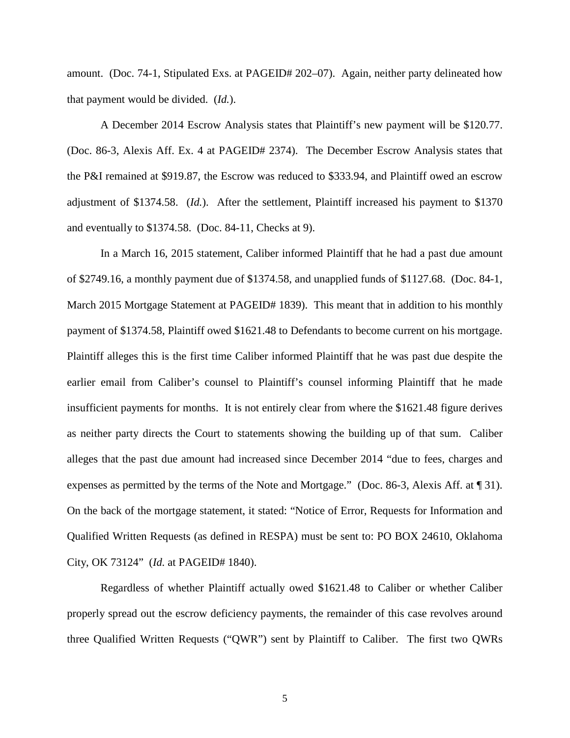amount. (Doc. 74-1, Stipulated Exs. at PAGEID# 202–07). Again, neither party delineated how that payment would be divided. (*Id.*).

A December 2014 Escrow Analysis states that Plaintiff's new payment will be $120.77. (Doc. 86-3, Alexis Aff. Ex. 4 at PAGEID# 2374). The December Escrow Analysis states that the P&I remained at $919.87, the Escrow was reduced to $333.94, and Plaintiff owed an escrow adjustment of $1374.58. (*Id.*). After the settlement, Plaintiff increased his payment to $1370 and eventually to $1374.58. (Doc. 84-11, Checks at 9).

In a March 16, 2015 statement, Caliber informed Plaintiff that he had a past due amount of $2749.16, a monthly payment due of $1374.58, and unapplied funds of $1127.68. (Doc. 84-1, March 2015 Mortgage Statement at PAGEID# 1839). This meant that in addition to his monthly payment of $1374.58, Plaintiff owed $1621.48 to Defendants to become current on his mortgage. Plaintiff alleges this is the first time Caliber informed Plaintiff that he was past due despite the earlier email from Caliber's counsel to Plaintiff's counsel informing Plaintiff that he made insufficient payments for months. It is not entirely clear from where the $1621.48 figure derives as neither party directs the Court to statements showing the building up of that sum. Caliber alleges that the past due amount had increased since December 2014 "due to fees, charges and expenses as permitted by the terms of the Note and Mortgage." (Doc. 86-3, Alexis Aff. at ¶ 31). On the back of the mortgage statement, it stated: "Notice of Error, Requests for Information and Qualified Written Requests (as defined in RESPA) must be sent to: PO BOX 24610, Oklahoma City, OK 73124" (*Id.* at PAGEID# 1840).

Regardless of whether Plaintiff actually owed $1621.48 to Caliber or whether Caliber properly spread out the escrow deficiency payments, the remainder of this case revolves around three Qualified Written Requests ("QWR") sent by Plaintiff to Caliber. The first two QWRs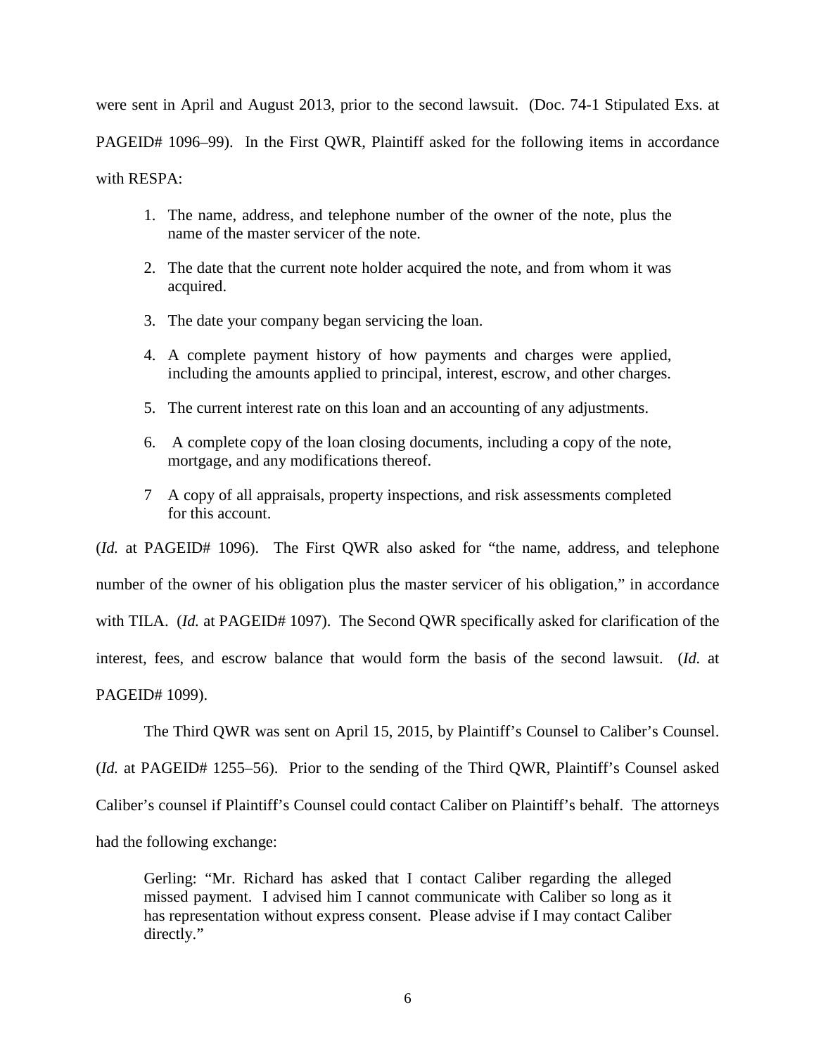were sent in April and August 2013, prior to the second lawsuit. (Doc. 74-1 Stipulated Exs. at PAGEID# 1096–99). In the First QWR, Plaintiff asked for the following items in accordance with RESPA:

> 1. The name, address, and telephone number of the owner of the note, plus the name of the master servicer of the note.
>
> 2. The date that the current note holder acquired the note, and from whom it was acquired.
>
> 3. The date your company began servicing the loan.
>
> 4. A complete payment history of how payments and charges were applied, including the amounts applied to principal, interest, escrow, and other charges.
>
> 5. The current interest rate on this loan and an accounting of any adjustments.
>
> 6. A complete copy of the loan closing documents, including a copy of the note, mortgage, and any modifications thereof.
>
> 7 A copy of all appraisals, property inspections, and risk assessments completed for this account.

(*Id.* at PAGEID# 1096). The First QWR also asked for "the name, address, and telephone number of the owner of his obligation plus the master servicer of his obligation," in accordance with TILA. (*Id.* at PAGEID# 1097). The Second QWR specifically asked for clarification of the interest, fees, and escrow balance that would form the basis of the second lawsuit. (*Id.* at PAGEID# 1099).

The Third QWR was sent on April 15, 2015, by Plaintiff's Counsel to Caliber's Counsel. (*Id.* at PAGEID# 1255–56). Prior to the sending of the Third QWR, Plaintiff's Counsel asked Caliber's counsel if Plaintiff's Counsel could contact Caliber on Plaintiff's behalf. The attorneys had the following exchange:

> Gerling: "Mr. Richard has asked that I contact Caliber regarding the alleged missed payment. I advised him I cannot communicate with Caliber so long as it has representation without express consent. Please advise if I may contact Caliber directly."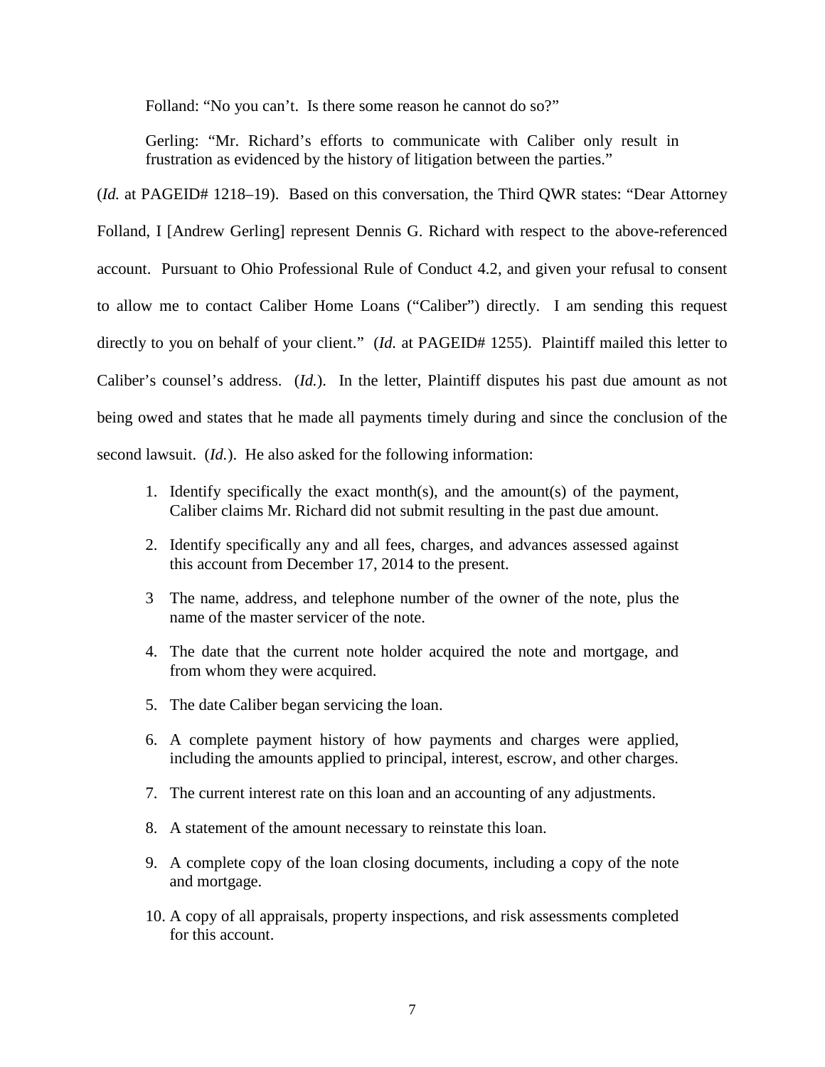Folland: "No you can't. Is there some reason he cannot do so?"

Gerling: "Mr. Richard's efforts to communicate with Caliber only result in frustration as evidenced by the history of litigation between the parties."

(*Id.* at PAGEID# 1218–19). Based on this conversation, the Third QWR states: "Dear Attorney Folland, I [Andrew Gerling] represent Dennis G. Richard with respect to the above-referenced account. Pursuant to Ohio Professional Rule of Conduct 4.2, and given your refusal to consent to allow me to contact Caliber Home Loans ("Caliber") directly. I am sending this request directly to you on behalf of your client." (*Id.* at PAGEID# 1255). Plaintiff mailed this letter to Caliber's counsel's address. (*Id.*). In the letter, Plaintiff disputes his past due amount as not being owed and states that he made all payments timely during and since the conclusion of the second lawsuit. (*Id.*). He also asked for the following information:

1. Identify specifically the exact month(s), and the amount(s) of the payment, Caliber claims Mr. Richard did not submit resulting in the past due amount.
2. Identify specifically any and all fees, charges, and advances assessed against this account from December 17, 2014 to the present.
3. The name, address, and telephone number of the owner of the note, plus the name of the master servicer of the note.
4. The date that the current note holder acquired the note and mortgage, and from whom they were acquired.
5. The date Caliber began servicing the loan.
6. A complete payment history of how payments and charges were applied, including the amounts applied to principal, interest, escrow, and other charges.
7. The current interest rate on this loan and an accounting of any adjustments.
8. A statement of the amount necessary to reinstate this loan.
9. A complete copy of the loan closing documents, including a copy of the note and mortgage.
10. A copy of all appraisals, property inspections, and risk assessments completed for this account.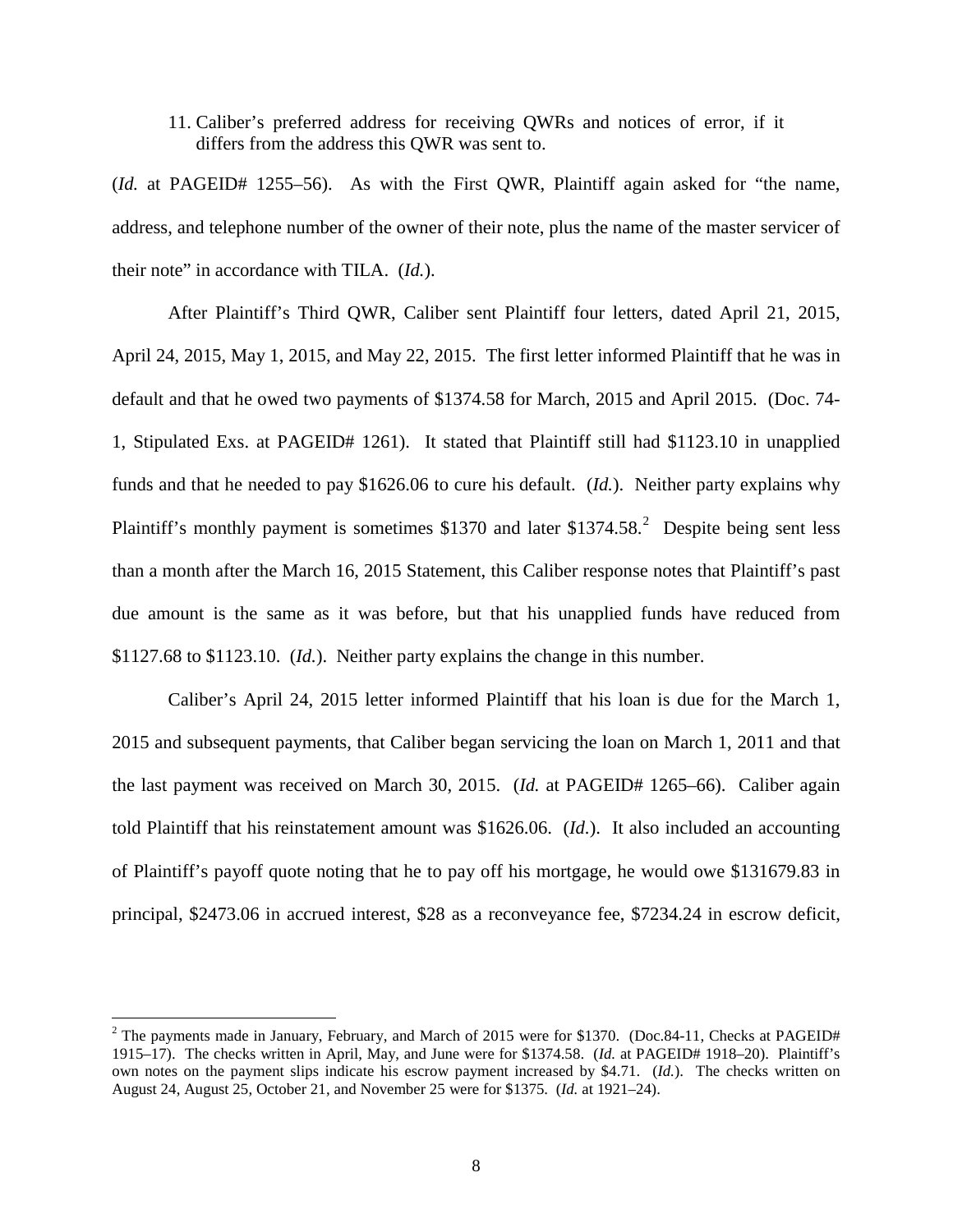11. Caliber's preferred address for receiving QWRs and notices of error, if it differs from the address this QWR was sent to.

(*Id.* at PAGEID# 1255–56). As with the First QWR, Plaintiff again asked for "the name, address, and telephone number of the owner of their note, plus the name of the master servicer of their note" in accordance with TILA. (*Id.*).

After Plaintiff's Third QWR, Caliber sent Plaintiff four letters, dated April 21, 2015, April 24, 2015, May 1, 2015, and May 22, 2015. The first letter informed Plaintiff that he was in default and that he owed two payments of $1374.58 for March, 2015 and April 2015. (Doc. 74-1, Stipulated Exs. at PAGEID# 1261). It stated that Plaintiff still had $1123.10 in unapplied funds and that he needed to pay $1626.06 to cure his default. (*Id.*). Neither party explains why Plaintiff's monthly payment is sometimes $1370 and later $1374.58.[2] Despite being sent less than a month after the March 16, 2015 Statement, this Caliber response notes that Plaintiff's past due amount is the same as it was before, but that his unapplied funds have reduced from $1127.68 to $1123.10. (*Id.*). Neither party explains the change in this number.

Caliber's April 24, 2015 letter informed Plaintiff that his loan is due for the March 1, 2015 and subsequent payments, that Caliber began servicing the loan on March 1, 2011 and that the last payment was received on March 30, 2015. (*Id.* at PAGEID# 1265–66). Caliber again told Plaintiff that his reinstatement amount was $1626.06. (*Id.*). It also included an accounting of Plaintiff's payoff quote noting that he to pay off his mortgage, he would owe $131679.83 in principal, $2473.06 in accrued interest, $28 as a reconveyance fee, $7234.24 in escrow deficit,

---

[2] The payments made in January, February, and March of 2015 were for $1370. (Doc.84-11, Checks at PAGEID# 1915–17). The checks written in April, May, and June were for $1374.58. (*Id.* at PAGEID# 1918–20). Plaintiff's own notes on the payment slips indicate his escrow payment increased by $4.71. (*Id.*). The checks written on August 24, August 25, October 21, and November 25 were for $1375. (*Id.* at 1921–24).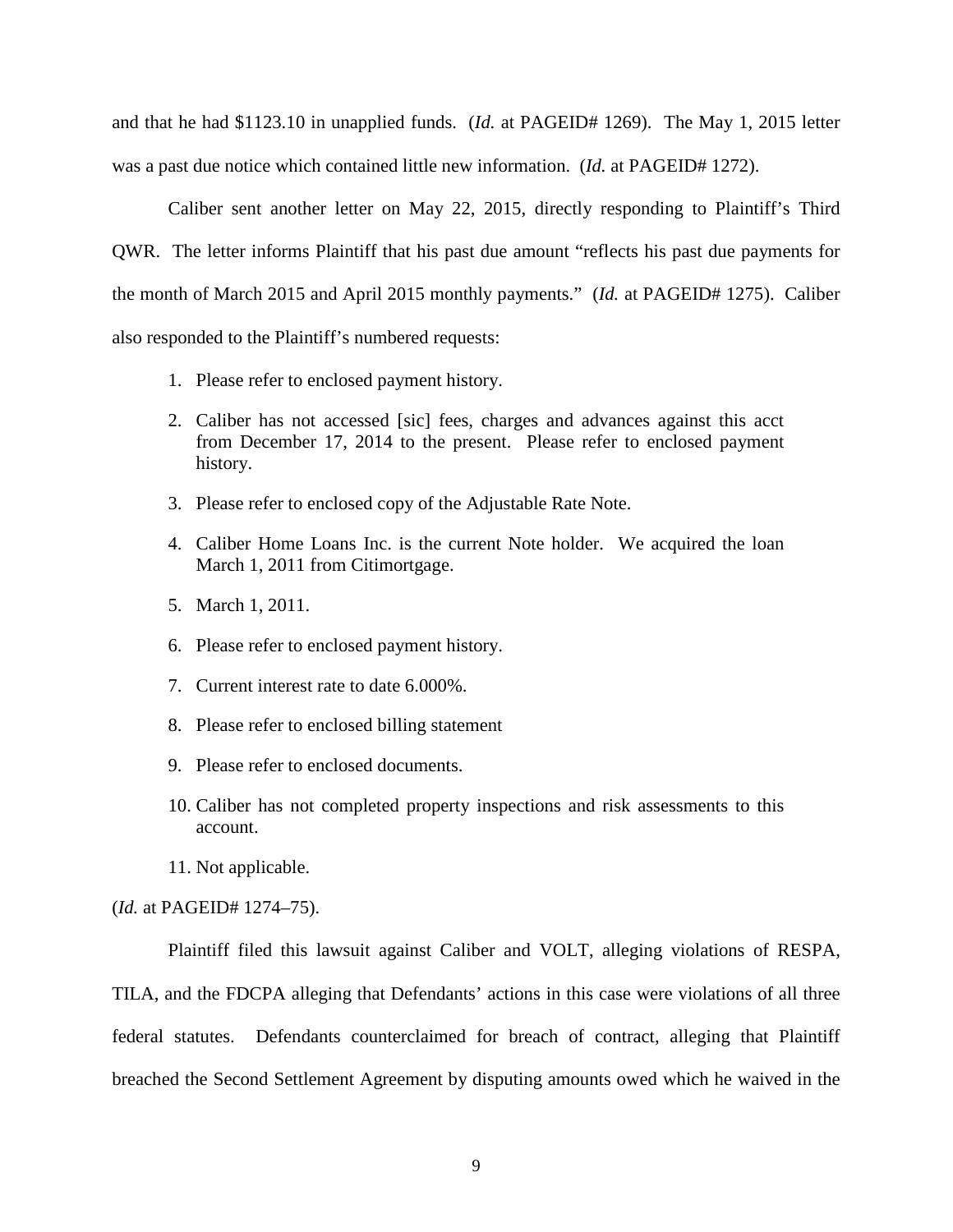and that he had $1123.10 in unapplied funds. (*Id.* at PAGEID# 1269). The May 1, 2015 letter was a past due notice which contained little new information. (*Id.* at PAGEID# 1272).

Caliber sent another letter on May 22, 2015, directly responding to Plaintiff's Third QWR. The letter informs Plaintiff that his past due amount "reflects his past due payments for the month of March 2015 and April 2015 monthly payments." (*Id.* at PAGEID# 1275). Caliber also responded to the Plaintiff's numbered requests:

> 1. Please refer to enclosed payment history.
> 2. Caliber has not accessed [sic] fees, charges and advances against this acct from December 17, 2014 to the present. Please refer to enclosed payment history.
> 3. Please refer to enclosed copy of the Adjustable Rate Note.
> 4. Caliber Home Loans Inc. is the current Note holder. We acquired the loan March 1, 2011 from Citimortgage.
> 5. March 1, 2011.
> 6. Please refer to enclosed payment history.
> 7. Current interest rate to date 6.000%.
> 8. Please refer to enclosed billing statement
> 9. Please refer to enclosed documents.
> 10. Caliber has not completed property inspections and risk assessments to this account.
> 11. Not applicable.

(*Id.* at PAGEID# 1274–75).

Plaintiff filed this lawsuit against Caliber and VOLT, alleging violations of RESPA, TILA, and the FDCPA alleging that Defendants' actions in this case were violations of all three federal statutes. Defendants counterclaimed for breach of contract, alleging that Plaintiff breached the Second Settlement Agreement by disputing amounts owed which he waived in the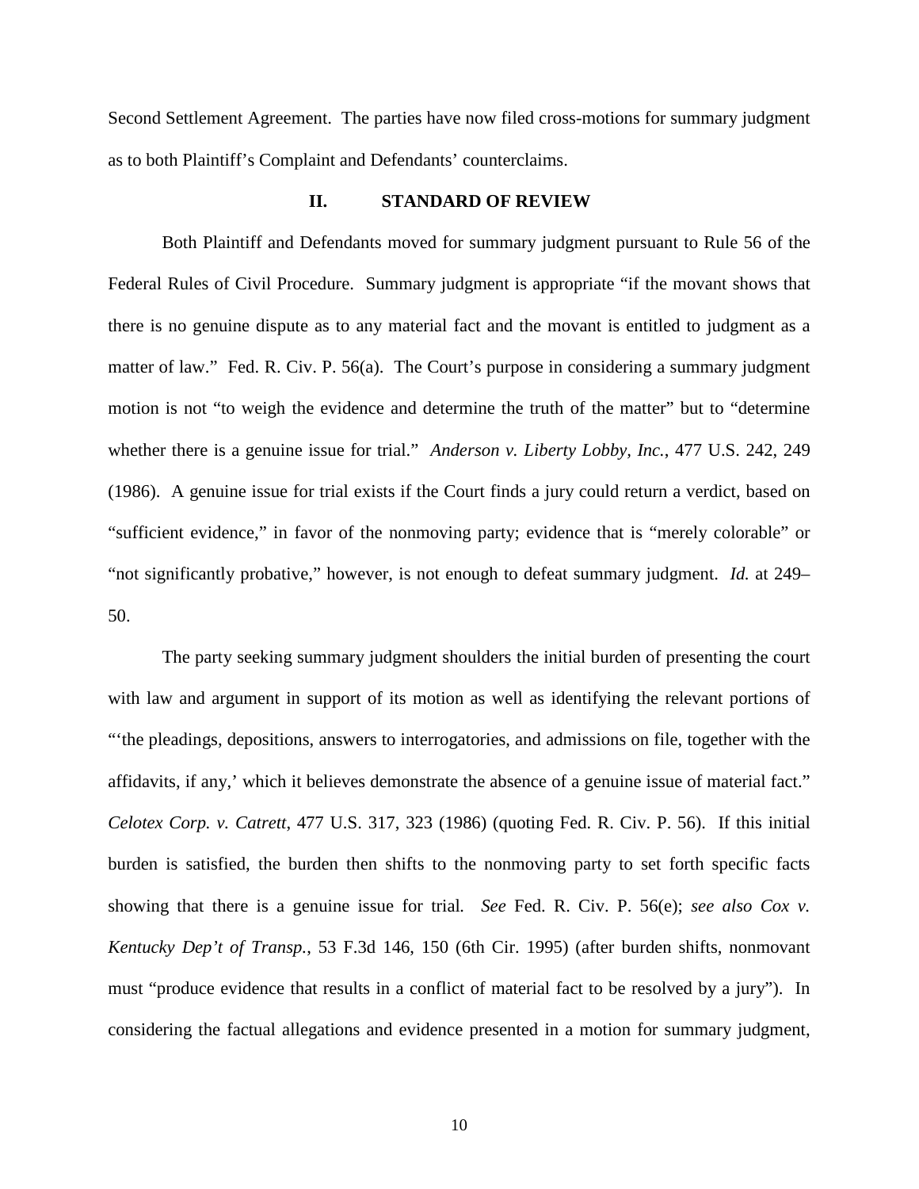Second Settlement Agreement. The parties have now filed cross-motions for summary judgment as to both Plaintiff's Complaint and Defendants' counterclaims.

## II. STANDARD OF REVIEW

Both Plaintiff and Defendants moved for summary judgment pursuant to Rule 56 of the Federal Rules of Civil Procedure. Summary judgment is appropriate "if the movant shows that there is no genuine dispute as to any material fact and the movant is entitled to judgment as a matter of law." Fed. R. Civ. P. 56(a). The Court's purpose in considering a summary judgment motion is not "to weigh the evidence and determine the truth of the matter" but to "determine whether there is a genuine issue for trial." *Anderson v. Liberty Lobby, Inc.*, 477 U.S. 242, 249 (1986). A genuine issue for trial exists if the Court finds a jury could return a verdict, based on "sufficient evidence," in favor of the nonmoving party; evidence that is "merely colorable" or "not significantly probative," however, is not enough to defeat summary judgment. *Id.* at 249–50.

The party seeking summary judgment shoulders the initial burden of presenting the court with law and argument in support of its motion as well as identifying the relevant portions of "'the pleadings, depositions, answers to interrogatories, and admissions on file, together with the affidavits, if any,' which it believes demonstrate the absence of a genuine issue of material fact." *Celotex Corp. v. Catrett*, 477 U.S. 317, 323 (1986) (quoting Fed. R. Civ. P. 56). If this initial burden is satisfied, the burden then shifts to the nonmoving party to set forth specific facts showing that there is a genuine issue for trial. *See* Fed. R. Civ. P. 56(e); *see also Cox v. Kentucky Dep't of Transp.*, 53 F.3d 146, 150 (6th Cir. 1995) (after burden shifts, nonmovant must "produce evidence that results in a conflict of material fact to be resolved by a jury"). In considering the factual allegations and evidence presented in a motion for summary judgment,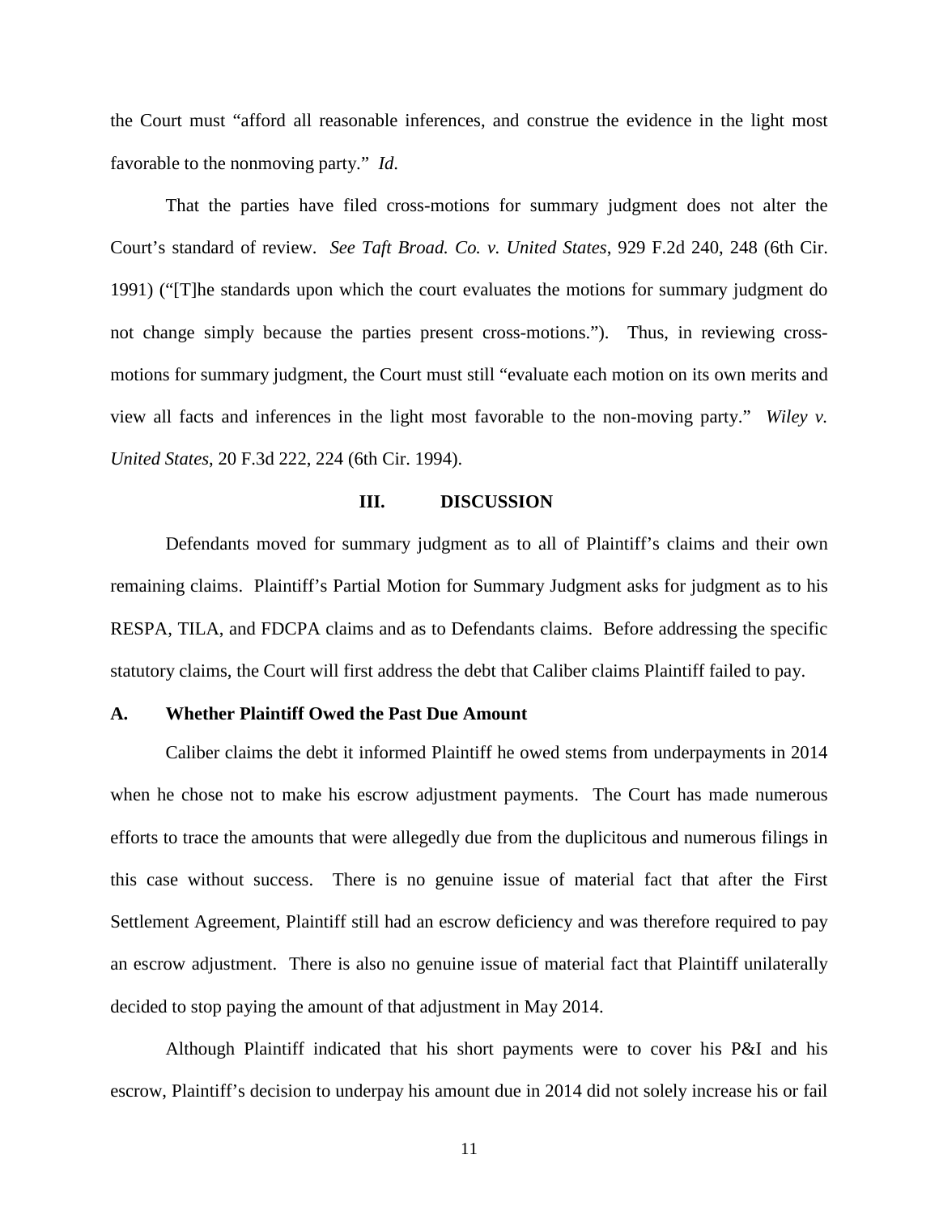the Court must "afford all reasonable inferences, and construe the evidence in the light most favorable to the nonmoving party." *Id*.

That the parties have filed cross-motions for summary judgment does not alter the Court's standard of review. *See Taft Broad. Co. v. United States*, 929 F.2d 240, 248 (6th Cir. 1991) ("[T]he standards upon which the court evaluates the motions for summary judgment do not change simply because the parties present cross-motions."). Thus, in reviewing cross-motions for summary judgment, the Court must still "evaluate each motion on its own merits and view all facts and inferences in the light most favorable to the non-moving party." *Wiley v. United States*, 20 F.3d 222, 224 (6th Cir. 1994).

## III. DISCUSSION

Defendants moved for summary judgment as to all of Plaintiff's claims and their own remaining claims. Plaintiff's Partial Motion for Summary Judgment asks for judgment as to his RESPA, TILA, and FDCPA claims and as to Defendants claims. Before addressing the specific statutory claims, the Court will first address the debt that Caliber claims Plaintiff failed to pay.

### A. Whether Plaintiff Owed the Past Due Amount

Caliber claims the debt it informed Plaintiff he owed stems from underpayments in 2014 when he chose not to make his escrow adjustment payments. The Court has made numerous efforts to trace the amounts that were allegedly due from the duplicitous and numerous filings in this case without success. There is no genuine issue of material fact that after the First Settlement Agreement, Plaintiff still had an escrow deficiency and was therefore required to pay an escrow adjustment. There is also no genuine issue of material fact that Plaintiff unilaterally decided to stop paying the amount of that adjustment in May 2014.

Although Plaintiff indicated that his short payments were to cover his P&I and his escrow, Plaintiff's decision to underpay his amount due in 2014 did not solely increase his or fail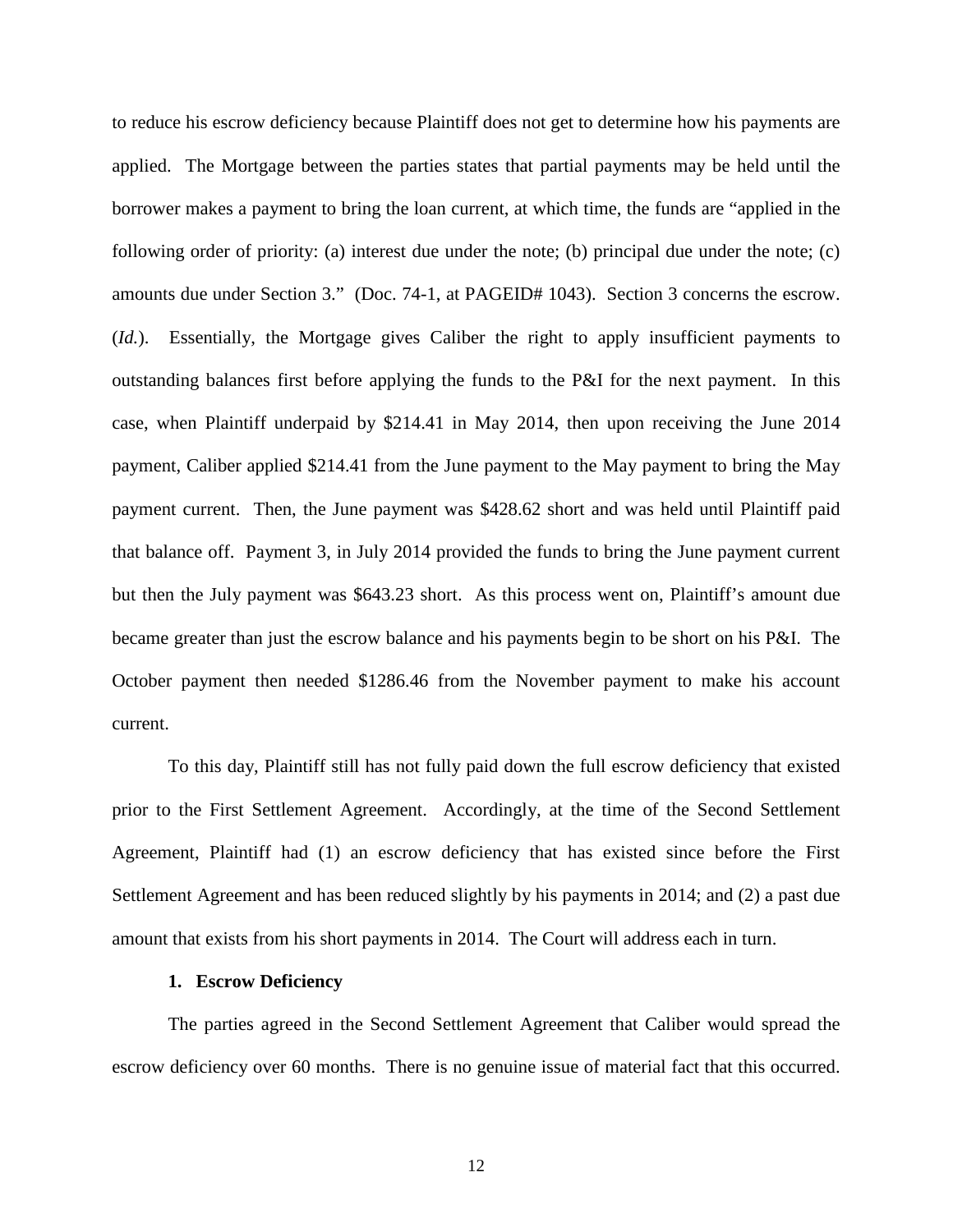to reduce his escrow deficiency because Plaintiff does not get to determine how his payments are applied. The Mortgage between the parties states that partial payments may be held until the borrower makes a payment to bring the loan current, at which time, the funds are "applied in the following order of priority: (a) interest due under the note; (b) principal due under the note; (c) amounts due under Section 3." (Doc. 74-1, at PAGEID# 1043). Section 3 concerns the escrow. (*Id.*). Essentially, the Mortgage gives Caliber the right to apply insufficient payments to outstanding balances first before applying the funds to the P&I for the next payment. In this case, when Plaintiff underpaid by $214.41 in May 2014, then upon receiving the June 2014 payment, Caliber applied $214.41 from the June payment to the May payment to bring the May payment current. Then, the June payment was $428.62 short and was held until Plaintiff paid that balance off. Payment 3, in July 2014 provided the funds to bring the June payment current but then the July payment was $643.23 short. As this process went on, Plaintiff's amount due became greater than just the escrow balance and his payments begin to be short on his P&I. The October payment then needed $1286.46 from the November payment to make his account current.

To this day, Plaintiff still has not fully paid down the full escrow deficiency that existed prior to the First Settlement Agreement. Accordingly, at the time of the Second Settlement Agreement, Plaintiff had (1) an escrow deficiency that has existed since before the First Settlement Agreement and has been reduced slightly by his payments in 2014; and (2) a past due amount that exists from his short payments in 2014. The Court will address each in turn.

**1. Escrow Deficiency**

The parties agreed in the Second Settlement Agreement that Caliber would spread the escrow deficiency over 60 months. There is no genuine issue of material fact that this occurred.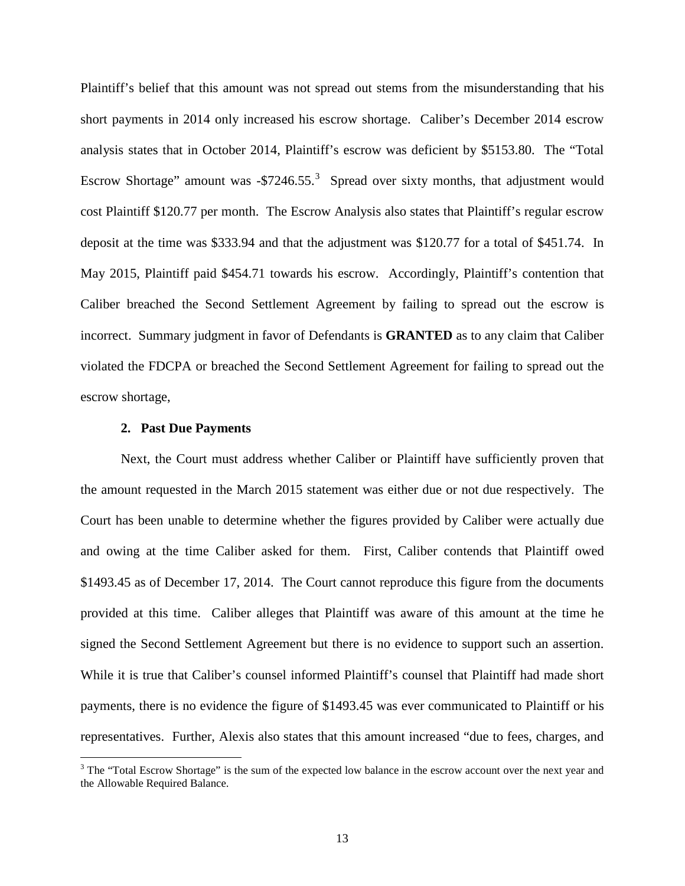Plaintiff's belief that this amount was not spread out stems from the misunderstanding that his short payments in 2014 only increased his escrow shortage. Caliber's December 2014 escrow analysis states that in October 2014, Plaintiff's escrow was deficient by $5153.80. The "Total Escrow Shortage" amount was -$7246.55.[3] Spread over sixty months, that adjustment would cost Plaintiff $120.77 per month. The Escrow Analysis also states that Plaintiff's regular escrow deposit at the time was $333.94 and that the adjustment was $120.77 for a total of $451.74. In May 2015, Plaintiff paid $454.71 towards his escrow. Accordingly, Plaintiff's contention that Caliber breached the Second Settlement Agreement by failing to spread out the escrow is incorrect. Summary judgment in favor of Defendants is **GRANTED** as to any claim that Caliber violated the FDCPA or breached the Second Settlement Agreement for failing to spread out the escrow shortage,

### 2. Past Due Payments

Next, the Court must address whether Caliber or Plaintiff have sufficiently proven that the amount requested in the March 2015 statement was either due or not due respectively. The Court has been unable to determine whether the figures provided by Caliber were actually due and owing at the time Caliber asked for them. First, Caliber contends that Plaintiff owed $1493.45 as of December 17, 2014. The Court cannot reproduce this figure from the documents provided at this time. Caliber alleges that Plaintiff was aware of this amount at the time he signed the Second Settlement Agreement but there is no evidence to support such an assertion. While it is true that Caliber's counsel informed Plaintiff's counsel that Plaintiff had made short payments, there is no evidence the figure of $1493.45 was ever communicated to Plaintiff or his representatives. Further, Alexis also states that this amount increased "due to fees, charges, and

[3] The "Total Escrow Shortage" is the sum of the expected low balance in the escrow account over the next year and the Allowable Required Balance.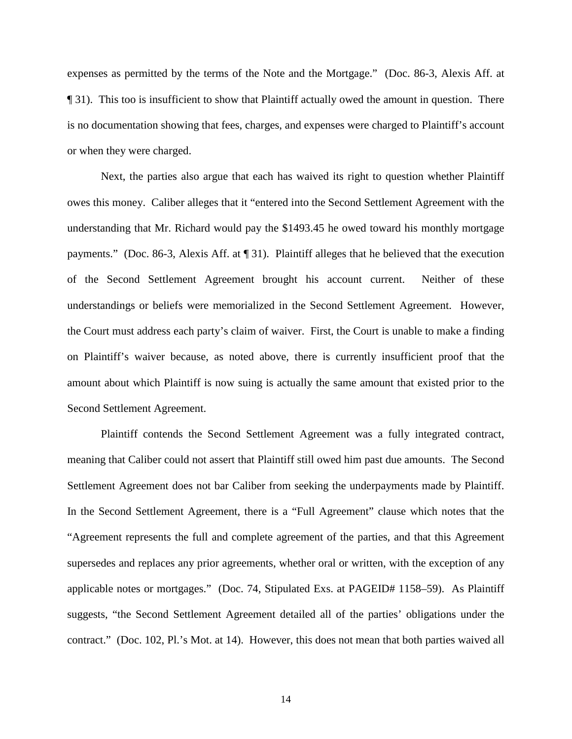expenses as permitted by the terms of the Note and the Mortgage." (Doc. 86-3, Alexis Aff. at ¶ 31). This too is insufficient to show that Plaintiff actually owed the amount in question. There is no documentation showing that fees, charges, and expenses were charged to Plaintiff's account or when they were charged.

Next, the parties also argue that each has waived its right to question whether Plaintiff owes this money. Caliber alleges that it "entered into the Second Settlement Agreement with the understanding that Mr. Richard would pay the $1493.45 he owed toward his monthly mortgage payments." (Doc. 86-3, Alexis Aff. at ¶ 31). Plaintiff alleges that he believed that the execution of the Second Settlement Agreement brought his account current. Neither of these understandings or beliefs were memorialized in the Second Settlement Agreement. However, the Court must address each party's claim of waiver. First, the Court is unable to make a finding on Plaintiff's waiver because, as noted above, there is currently insufficient proof that the amount about which Plaintiff is now suing is actually the same amount that existed prior to the Second Settlement Agreement.

Plaintiff contends the Second Settlement Agreement was a fully integrated contract, meaning that Caliber could not assert that Plaintiff still owed him past due amounts. The Second Settlement Agreement does not bar Caliber from seeking the underpayments made by Plaintiff. In the Second Settlement Agreement, there is a "Full Agreement" clause which notes that the "Agreement represents the full and complete agreement of the parties, and that this Agreement supersedes and replaces any prior agreements, whether oral or written, with the exception of any applicable notes or mortgages." (Doc. 74, Stipulated Exs. at PAGEID# 1158–59). As Plaintiff suggests, "the Second Settlement Agreement detailed all of the parties' obligations under the contract." (Doc. 102, Pl.'s Mot. at 14). However, this does not mean that both parties waived all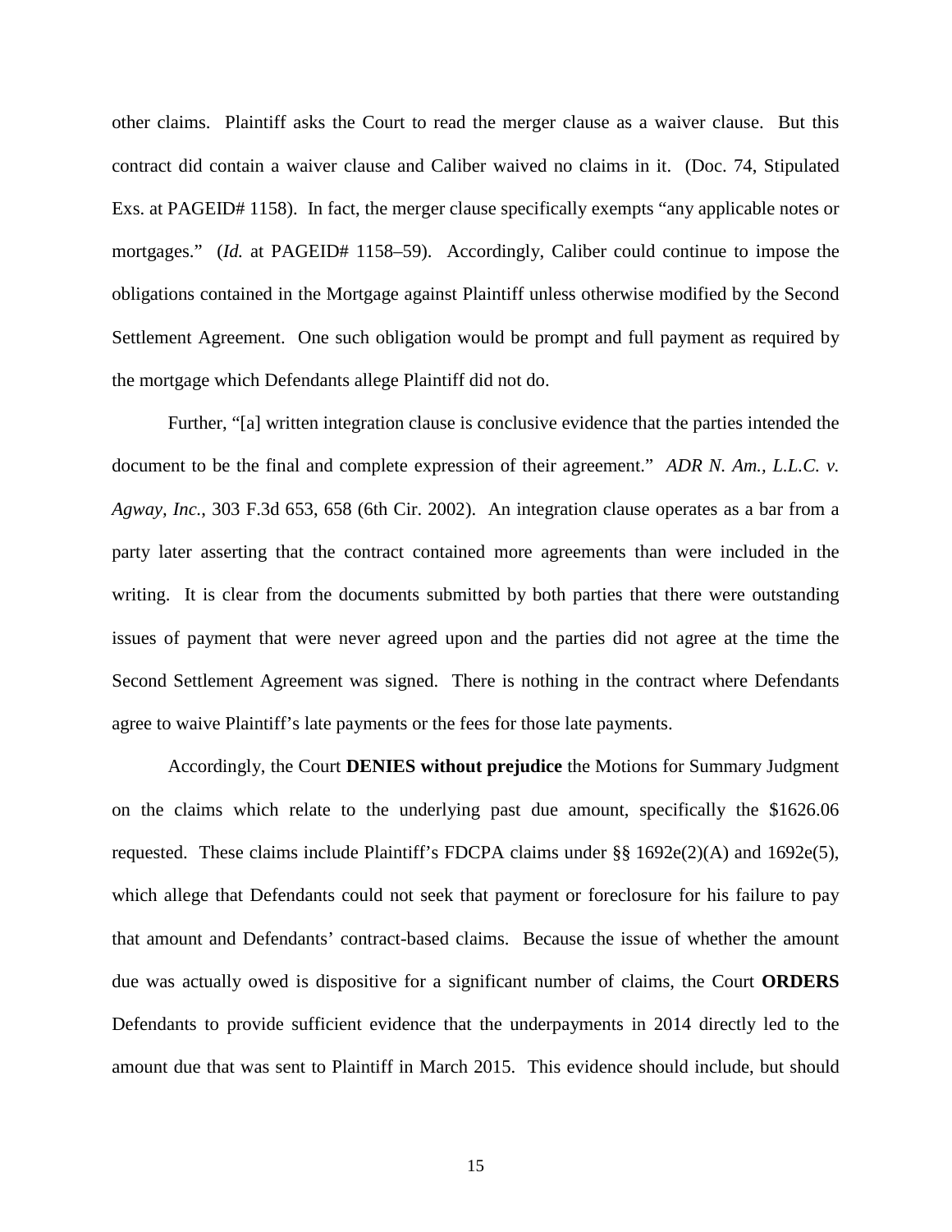other claims. Plaintiff asks the Court to read the merger clause as a waiver clause. But this contract did contain a waiver clause and Caliber waived no claims in it. (Doc. 74, Stipulated Exs. at PAGEID# 1158). In fact, the merger clause specifically exempts "any applicable notes or mortgages." (*Id.* at PAGEID# 1158–59). Accordingly, Caliber could continue to impose the obligations contained in the Mortgage against Plaintiff unless otherwise modified by the Second Settlement Agreement. One such obligation would be prompt and full payment as required by the mortgage which Defendants allege Plaintiff did not do.

Further, "[a] written integration clause is conclusive evidence that the parties intended the document to be the final and complete expression of their agreement." *ADR N. Am., L.L.C. v. Agway, Inc.*, 303 F.3d 653, 658 (6th Cir. 2002). An integration clause operates as a bar from a party later asserting that the contract contained more agreements than were included in the writing. It is clear from the documents submitted by both parties that there were outstanding issues of payment that were never agreed upon and the parties did not agree at the time the Second Settlement Agreement was signed. There is nothing in the contract where Defendants agree to waive Plaintiff's late payments or the fees for those late payments.

Accordingly, the Court **DENIES without prejudice** the Motions for Summary Judgment on the claims which relate to the underlying past due amount, specifically the $1626.06 requested. These claims include Plaintiff's FDCPA claims under §§ 1692e(2)(A) and 1692e(5), which allege that Defendants could not seek that payment or foreclosure for his failure to pay that amount and Defendants' contract-based claims. Because the issue of whether the amount due was actually owed is dispositive for a significant number of claims, the Court **ORDERS** Defendants to provide sufficient evidence that the underpayments in 2014 directly led to the amount due that was sent to Plaintiff in March 2015. This evidence should include, but should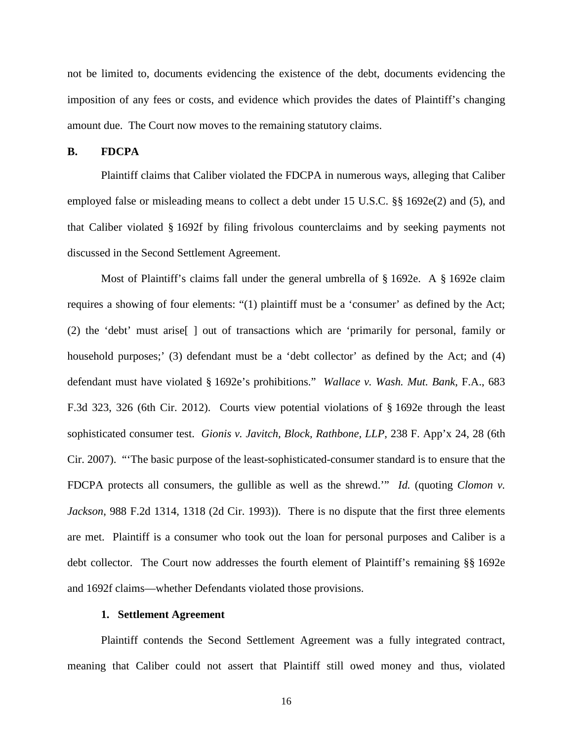not be limited to, documents evidencing the existence of the debt, documents evidencing the imposition of any fees or costs, and evidence which provides the dates of Plaintiff's changing amount due. The Court now moves to the remaining statutory claims.

### B. FDCPA

Plaintiff claims that Caliber violated the FDCPA in numerous ways, alleging that Caliber employed false or misleading means to collect a debt under 15 U.S.C. §§ 1692e(2) and (5), and that Caliber violated § 1692f by filing frivolous counterclaims and by seeking payments not discussed in the Second Settlement Agreement.

Most of Plaintiff's claims fall under the general umbrella of § 1692e. A § 1692e claim requires a showing of four elements: "(1) plaintiff must be a 'consumer' as defined by the Act; (2) the 'debt' must arise[ ] out of transactions which are 'primarily for personal, family or household purposes;' (3) defendant must be a 'debt collector' as defined by the Act; and (4) defendant must have violated § 1692e's prohibitions." *Wallace v. Wash. Mut. Bank*, F.A., 683 F.3d 323, 326 (6th Cir. 2012). Courts view potential violations of § 1692e through the least sophisticated consumer test. *Gionis v. Javitch, Block, Rathbone, LLP*, 238 F. App'x 24, 28 (6th Cir. 2007). "'The basic purpose of the least-sophisticated-consumer standard is to ensure that the FDCPA protects all consumers, the gullible as well as the shrewd.'" *Id.* (quoting *Clomon v. Jackson*, 988 F.2d 1314, 1318 (2d Cir. 1993)). There is no dispute that the first three elements are met. Plaintiff is a consumer who took out the loan for personal purposes and Caliber is a debt collector. The Court now addresses the fourth element of Plaintiff's remaining §§ 1692e and 1692f claims—whether Defendants violated those provisions.

#### 1. Settlement Agreement

Plaintiff contends the Second Settlement Agreement was a fully integrated contract, meaning that Caliber could not assert that Plaintiff still owed money and thus, violated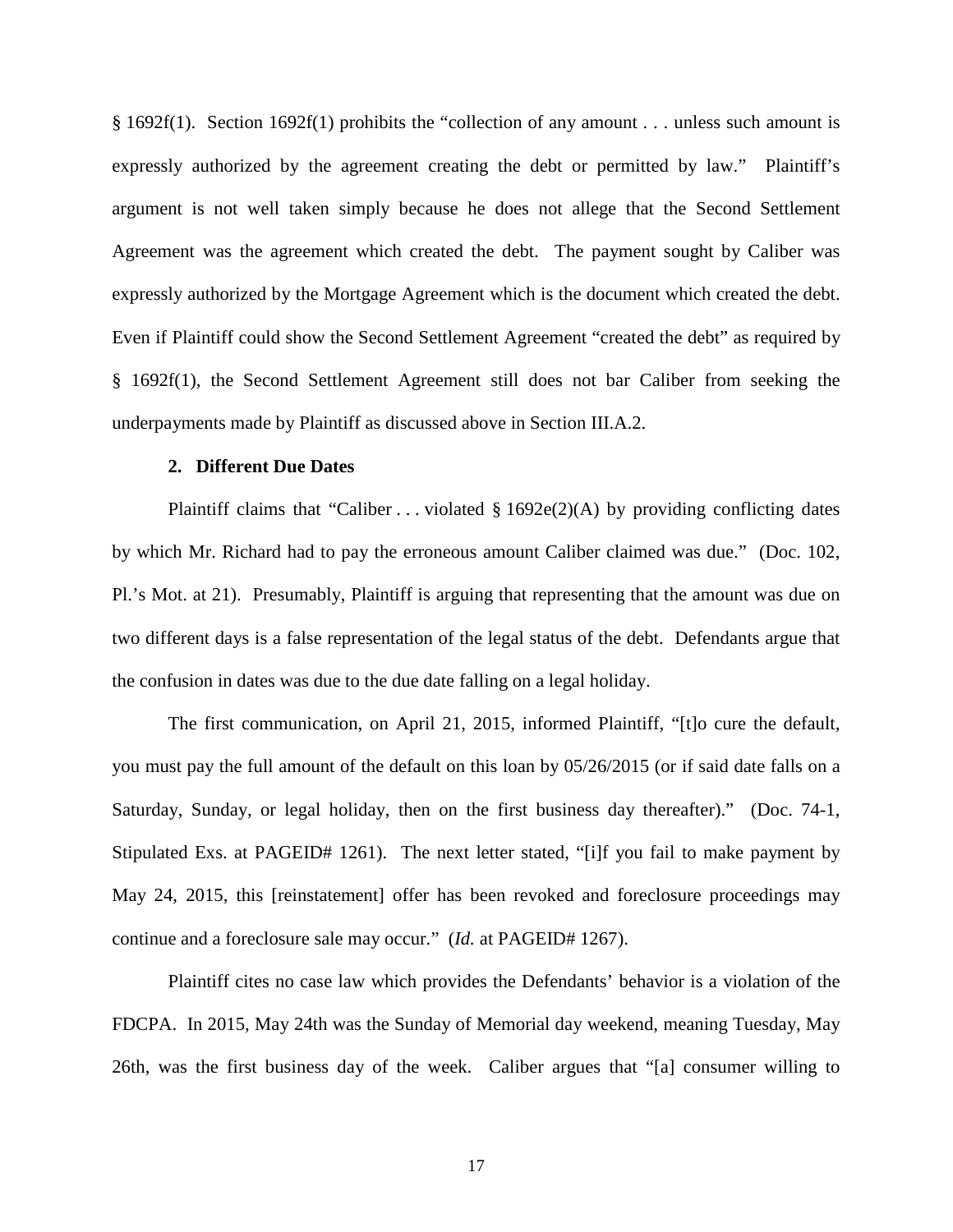§ 1692f(1). Section 1692f(1) prohibits the "collection of any amount . . . unless such amount is expressly authorized by the agreement creating the debt or permitted by law." Plaintiff's argument is not well taken simply because he does not allege that the Second Settlement Agreement was the agreement which created the debt. The payment sought by Caliber was expressly authorized by the Mortgage Agreement which is the document which created the debt. Even if Plaintiff could show the Second Settlement Agreement "created the debt" as required by § 1692f(1), the Second Settlement Agreement still does not bar Caliber from seeking the underpayments made by Plaintiff as discussed above in Section III.A.2.

**2. Different Due Dates**

Plaintiff claims that "Caliber . . . violated § 1692e(2)(A) by providing conflicting dates by which Mr. Richard had to pay the erroneous amount Caliber claimed was due." (Doc. 102, Pl.'s Mot. at 21). Presumably, Plaintiff is arguing that representing that the amount was due on two different days is a false representation of the legal status of the debt. Defendants argue that the confusion in dates was due to the due date falling on a legal holiday.

The first communication, on April 21, 2015, informed Plaintiff, "[t]o cure the default, you must pay the full amount of the default on this loan by 05/26/2015 (or if said date falls on a Saturday, Sunday, or legal holiday, then on the first business day thereafter)." (Doc. 74-1, Stipulated Exs. at PAGEID# 1261). The next letter stated, "[i]f you fail to make payment by May 24, 2015, this [reinstatement] offer has been revoked and foreclosure proceedings may continue and a foreclosure sale may occur." (*Id.* at PAGEID# 1267).

Plaintiff cites no case law which provides the Defendants' behavior is a violation of the FDCPA. In 2015, May 24th was the Sunday of Memorial day weekend, meaning Tuesday, May 26th, was the first business day of the week. Caliber argues that "[a] consumer willing to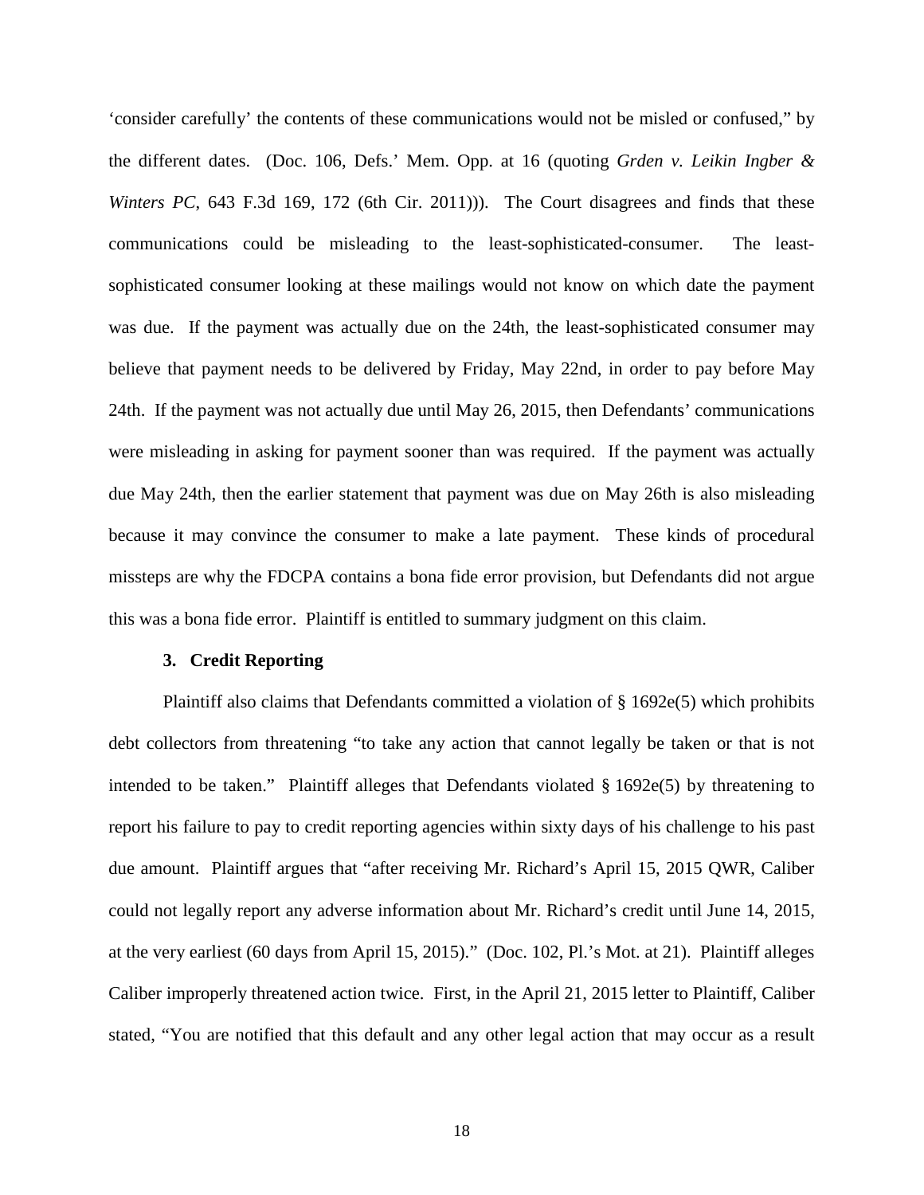'consider carefully' the contents of these communications would not be misled or confused," by the different dates. (Doc. 106, Defs.' Mem. Opp. at 16 (quoting *Grden v. Leikin Ingber & Winters PC*, 643 F.3d 169, 172 (6th Cir. 2011))). The Court disagrees and finds that these communications could be misleading to the least-sophisticated-consumer. The least-sophisticated consumer looking at these mailings would not know on which date the payment was due. If the payment was actually due on the 24th, the least-sophisticated consumer may believe that payment needs to be delivered by Friday, May 22nd, in order to pay before May 24th. If the payment was not actually due until May 26, 2015, then Defendants' communications were misleading in asking for payment sooner than was required. If the payment was actually due May 24th, then the earlier statement that payment was due on May 26th is also misleading because it may convince the consumer to make a late payment. These kinds of procedural missteps are why the FDCPA contains a bona fide error provision, but Defendants did not argue this was a bona fide error. Plaintiff is entitled to summary judgment on this claim.

### 3. Credit Reporting

Plaintiff also claims that Defendants committed a violation of § 1692e(5) which prohibits debt collectors from threatening "to take any action that cannot legally be taken or that is not intended to be taken." Plaintiff alleges that Defendants violated § 1692e(5) by threatening to report his failure to pay to credit reporting agencies within sixty days of his challenge to his past due amount. Plaintiff argues that "after receiving Mr. Richard's April 15, 2015 QWR, Caliber could not legally report any adverse information about Mr. Richard's credit until June 14, 2015, at the very earliest (60 days from April 15, 2015)." (Doc. 102, Pl.'s Mot. at 21). Plaintiff alleges Caliber improperly threatened action twice. First, in the April 21, 2015 letter to Plaintiff, Caliber stated, "You are notified that this default and any other legal action that may occur as a result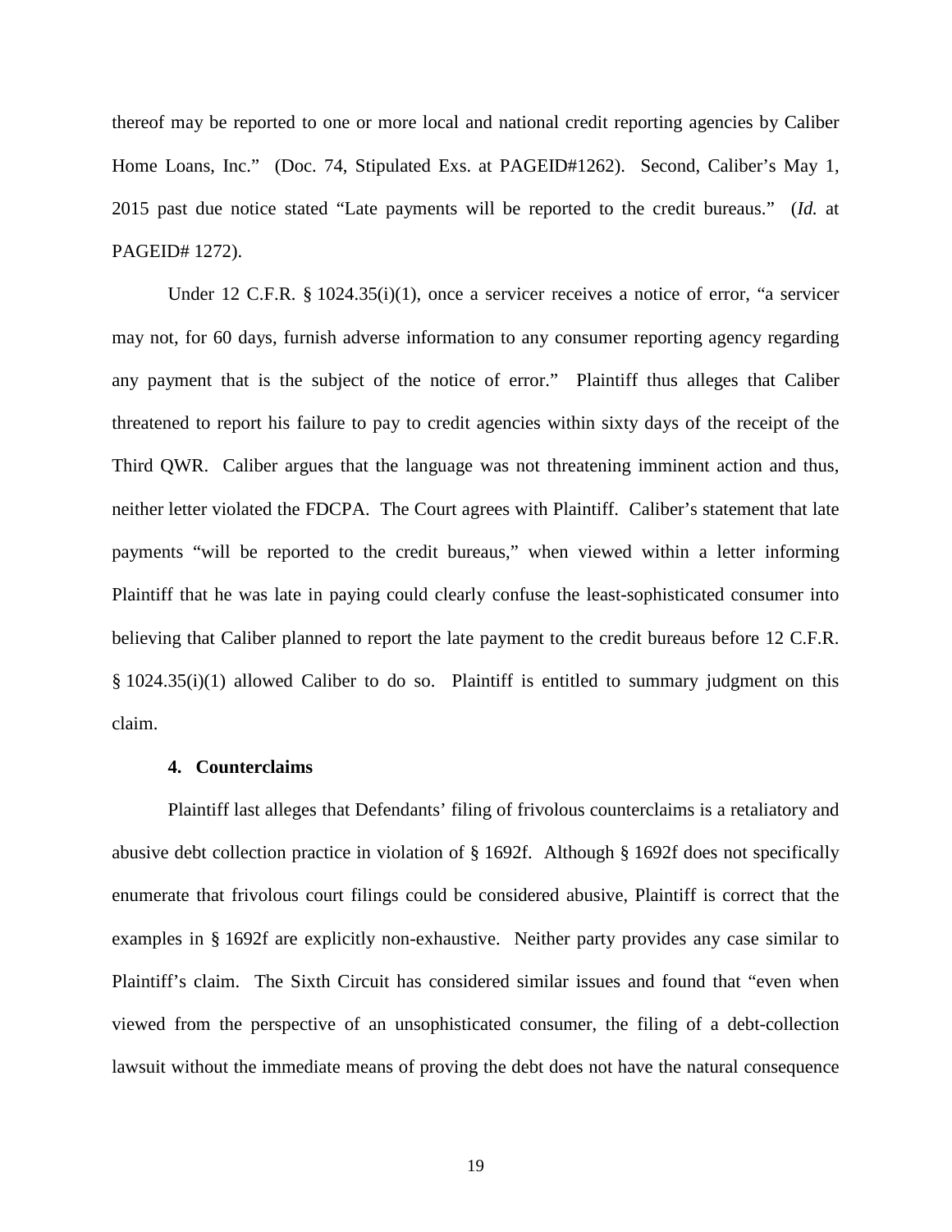thereof may be reported to one or more local and national credit reporting agencies by Caliber Home Loans, Inc." (Doc. 74, Stipulated Exs. at PAGEID#1262). Second, Caliber's May 1, 2015 past due notice stated "Late payments will be reported to the credit bureaus." (*Id.* at PAGEID# 1272).

Under 12 C.F.R. § 1024.35(i)(1), once a servicer receives a notice of error, "a servicer may not, for 60 days, furnish adverse information to any consumer reporting agency regarding any payment that is the subject of the notice of error." Plaintiff thus alleges that Caliber threatened to report his failure to pay to credit agencies within sixty days of the receipt of the Third QWR. Caliber argues that the language was not threatening imminent action and thus, neither letter violated the FDCPA. The Court agrees with Plaintiff. Caliber's statement that late payments "will be reported to the credit bureaus," when viewed within a letter informing Plaintiff that he was late in paying could clearly confuse the least-sophisticated consumer into believing that Caliber planned to report the late payment to the credit bureaus before 12 C.F.R. § 1024.35(i)(1) allowed Caliber to do so. Plaintiff is entitled to summary judgment on this claim.

#### 4. Counterclaims

Plaintiff last alleges that Defendants' filing of frivolous counterclaims is a retaliatory and abusive debt collection practice in violation of § 1692f. Although § 1692f does not specifically enumerate that frivolous court filings could be considered abusive, Plaintiff is correct that the examples in § 1692f are explicitly non-exhaustive. Neither party provides any case similar to Plaintiff's claim. The Sixth Circuit has considered similar issues and found that "even when viewed from the perspective of an unsophisticated consumer, the filing of a debt-collection lawsuit without the immediate means of proving the debt does not have the natural consequence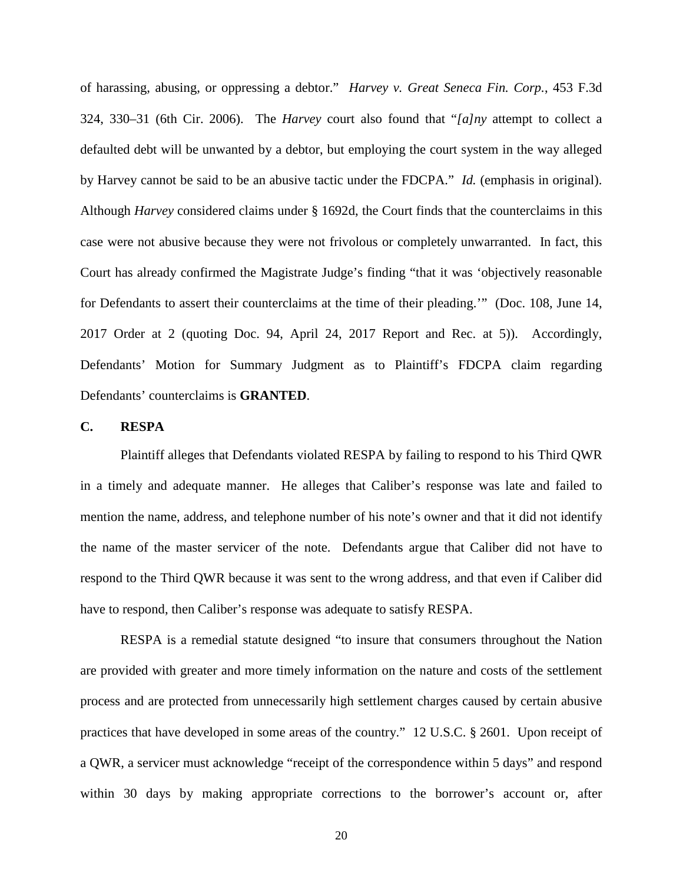of harassing, abusing, or oppressing a debtor." *Harvey v. Great Seneca Fin. Corp.*, 453 F.3d 324, 330–31 (6th Cir. 2006). The *Harvey* court also found that "*[a]ny* attempt to collect a defaulted debt will be unwanted by a debtor, but employing the court system in the way alleged by Harvey cannot be said to be an abusive tactic under the FDCPA." *Id.* (emphasis in original). Although *Harvey* considered claims under § 1692d, the Court finds that the counterclaims in this case were not abusive because they were not frivolous or completely unwarranted. In fact, this Court has already confirmed the Magistrate Judge's finding "that it was 'objectively reasonable for Defendants to assert their counterclaims at the time of their pleading.'" (Doc. 108, June 14, 2017 Order at 2 (quoting Doc. 94, April 24, 2017 Report and Rec. at 5)). Accordingly, Defendants' Motion for Summary Judgment as to Plaintiff's FDCPA claim regarding Defendants' counterclaims is **GRANTED**.

### C. RESPA

Plaintiff alleges that Defendants violated RESPA by failing to respond to his Third QWR in a timely and adequate manner. He alleges that Caliber's response was late and failed to mention the name, address, and telephone number of his note's owner and that it did not identify the name of the master servicer of the note. Defendants argue that Caliber did not have to respond to the Third QWR because it was sent to the wrong address, and that even if Caliber did have to respond, then Caliber's response was adequate to satisfy RESPA.

RESPA is a remedial statute designed "to insure that consumers throughout the Nation are provided with greater and more timely information on the nature and costs of the settlement process and are protected from unnecessarily high settlement charges caused by certain abusive practices that have developed in some areas of the country." 12 U.S.C. § 2601. Upon receipt of a QWR, a servicer must acknowledge "receipt of the correspondence within 5 days" and respond within 30 days by making appropriate corrections to the borrower's account or, after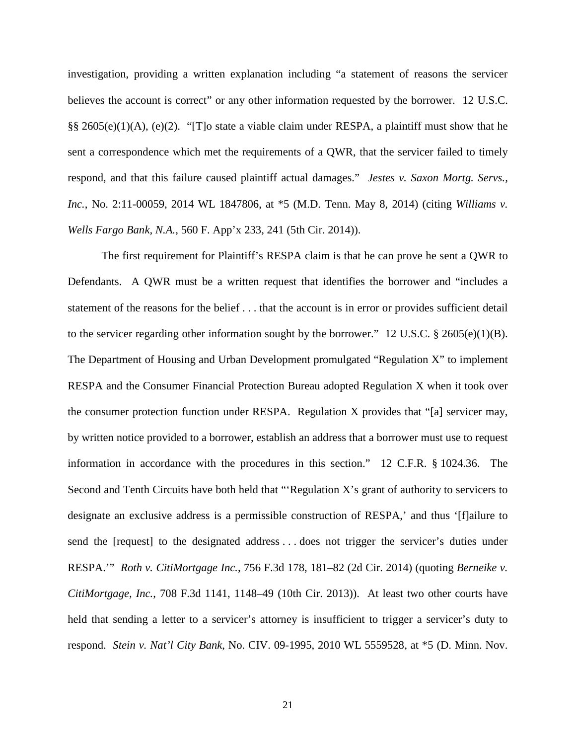investigation, providing a written explanation including "a statement of reasons the servicer believes the account is correct" or any other information requested by the borrower. 12 U.S.C. §§ 2605(e)(1)(A), (e)(2). "[T]o state a viable claim under RESPA, a plaintiff must show that he sent a correspondence which met the requirements of a QWR, that the servicer failed to timely respond, and that this failure caused plaintiff actual damages." *Jestes v. Saxon Mortg. Servs., Inc.*, No. 2:11-00059, 2014 WL 1847806, at *5 (M.D. Tenn. May 8, 2014) (citing *Williams v. Wells Fargo Bank, N.A.*, 560 F. App'x 233, 241 (5th Cir. 2014)).

The first requirement for Plaintiff's RESPA claim is that he can prove he sent a QWR to Defendants. A QWR must be a written request that identifies the borrower and "includes a statement of the reasons for the belief . . . that the account is in error or provides sufficient detail to the servicer regarding other information sought by the borrower." 12 U.S.C. § 2605(e)(1)(B). The Department of Housing and Urban Development promulgated "Regulation X" to implement RESPA and the Consumer Financial Protection Bureau adopted Regulation X when it took over the consumer protection function under RESPA. Regulation X provides that "[a] servicer may, by written notice provided to a borrower, establish an address that a borrower must use to request information in accordance with the procedures in this section." 12 C.F.R. § 1024.36. The Second and Tenth Circuits have both held that "'Regulation X's grant of authority to servicers to designate an exclusive address is a permissible construction of RESPA,' and thus '[f]ailure to send the [request] to the designated address . . . does not trigger the servicer's duties under RESPA.'" *Roth v. CitiMortgage Inc.*, 756 F.3d 178, 181–82 (2d Cir. 2014) (quoting *Berneike v. CitiMortgage, Inc.*, 708 F.3d 1141, 1148–49 (10th Cir. 2013)). At least two other courts have held that sending a letter to a servicer's attorney is insufficient to trigger a servicer's duty to respond. *Stein v. Nat'l City Bank*, No. CIV. 09-1995, 2010 WL 5559528, at *5 (D. Minn. Nov.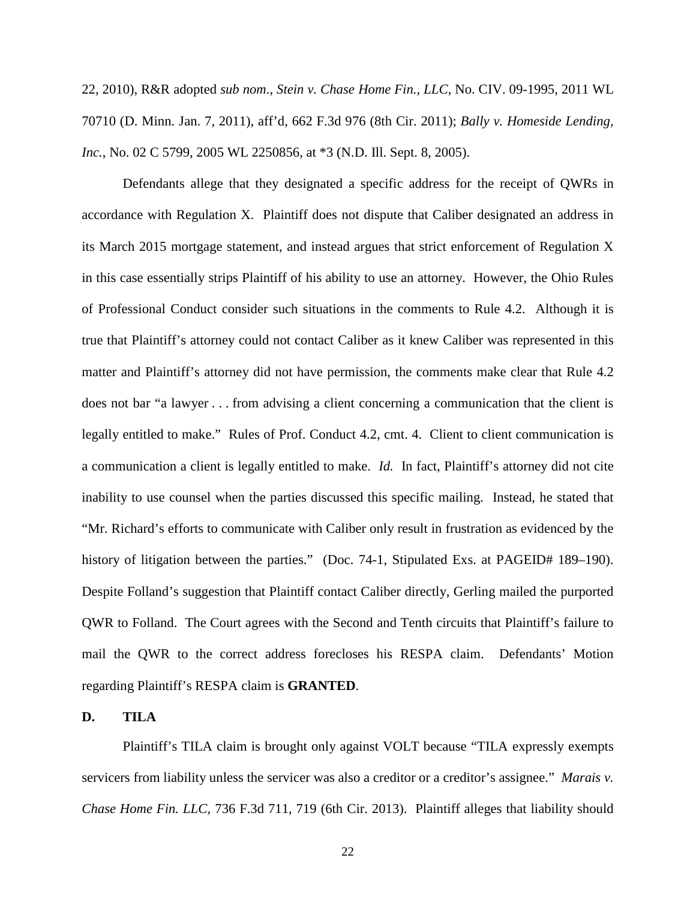22, 2010), R&R adopted *sub nom*., *Stein v. Chase Home Fin., LLC*, No. CIV. 09-1995, 2011 WL 70710 (D. Minn. Jan. 7, 2011), aff'd, 662 F.3d 976 (8th Cir. 2011); *Bally v. Homeside Lending, Inc.*, No. 02 C 5799, 2005 WL 2250856, at *3 (N.D. Ill. Sept. 8, 2005).

Defendants allege that they designated a specific address for the receipt of QWRs in accordance with Regulation X. Plaintiff does not dispute that Caliber designated an address in its March 2015 mortgage statement, and instead argues that strict enforcement of Regulation X in this case essentially strips Plaintiff of his ability to use an attorney. However, the Ohio Rules of Professional Conduct consider such situations in the comments to Rule 4.2. Although it is true that Plaintiff's attorney could not contact Caliber as it knew Caliber was represented in this matter and Plaintiff's attorney did not have permission, the comments make clear that Rule 4.2 does not bar "a lawyer . . . from advising a client concerning a communication that the client is legally entitled to make." Rules of Prof. Conduct 4.2, cmt. 4. Client to client communication is a communication a client is legally entitled to make. *Id.* In fact, Plaintiff's attorney did not cite inability to use counsel when the parties discussed this specific mailing. Instead, he stated that "Mr. Richard's efforts to communicate with Caliber only result in frustration as evidenced by the history of litigation between the parties." (Doc. 74-1, Stipulated Exs. at PAGEID# 189–190). Despite Folland's suggestion that Plaintiff contact Caliber directly, Gerling mailed the purported QWR to Folland. The Court agrees with the Second and Tenth circuits that Plaintiff's failure to mail the QWR to the correct address forecloses his RESPA claim. Defendants' Motion regarding Plaintiff's RESPA claim is **GRANTED**.

### D. TILA

Plaintiff's TILA claim is brought only against VOLT because "TILA expressly exempts servicers from liability unless the servicer was also a creditor or a creditor's assignee." *Marais v. Chase Home Fin. LLC*, 736 F.3d 711, 719 (6th Cir. 2013). Plaintiff alleges that liability should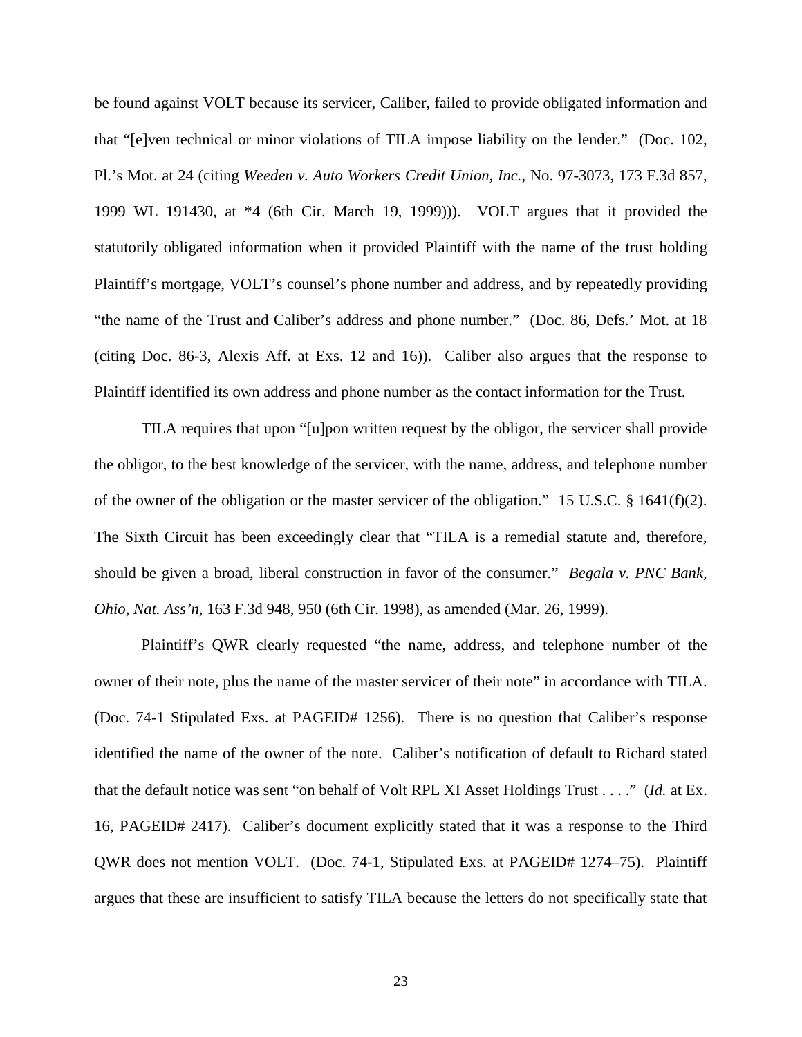be found against VOLT because its servicer, Caliber, failed to provide obligated information and that "[e]ven technical or minor violations of TILA impose liability on the lender." (Doc. 102, Pl.'s Mot. at 24 (citing *Weeden v. Auto Workers Credit Union, Inc.*, No. 97-3073, 173 F.3d 857, 1999 WL 191430, at *4 (6th Cir. March 19, 1999))). VOLT argues that it provided the statutorily obligated information when it provided Plaintiff with the name of the trust holding Plaintiff's mortgage, VOLT's counsel's phone number and address, and by repeatedly providing "the name of the Trust and Caliber's address and phone number." (Doc. 86, Defs.' Mot. at 18 (citing Doc. 86-3, Alexis Aff. at Exs. 12 and 16)). Caliber also argues that the response to Plaintiff identified its own address and phone number as the contact information for the Trust.

TILA requires that upon "[u]pon written request by the obligor, the servicer shall provide the obligor, to the best knowledge of the servicer, with the name, address, and telephone number of the owner of the obligation or the master servicer of the obligation." 15 U.S.C. § 1641(f)(2). The Sixth Circuit has been exceedingly clear that "TILA is a remedial statute and, therefore, should be given a broad, liberal construction in favor of the consumer." *Begala v. PNC Bank, Ohio, Nat. Ass'n*, 163 F.3d 948, 950 (6th Cir. 1998), as amended (Mar. 26, 1999).

Plaintiff's QWR clearly requested "the name, address, and telephone number of the owner of their note, plus the name of the master servicer of their note" in accordance with TILA. (Doc. 74-1 Stipulated Exs. at PAGEID# 1256). There is no question that Caliber's response identified the name of the owner of the note. Caliber's notification of default to Richard stated that the default notice was sent "on behalf of Volt RPL XI Asset Holdings Trust . . . ." (*Id.* at Ex. 16, PAGEID# 2417). Caliber's document explicitly stated that it was a response to the Third QWR does not mention VOLT. (Doc. 74-1, Stipulated Exs. at PAGEID# 1274–75). Plaintiff argues that these are insufficient to satisfy TILA because the letters do not specifically state that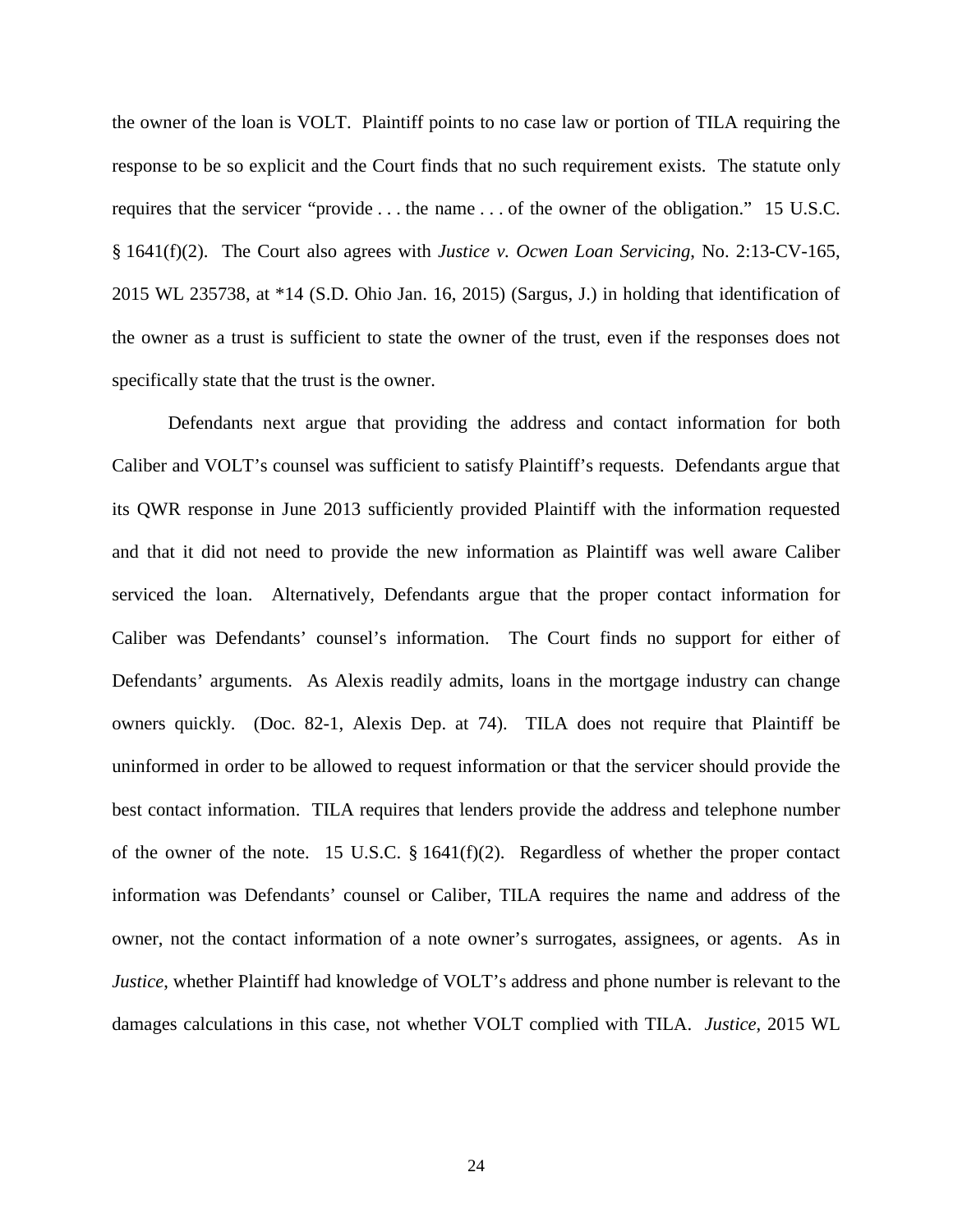the owner of the loan is VOLT. Plaintiff points to no case law or portion of TILA requiring the response to be so explicit and the Court finds that no such requirement exists. The statute only requires that the servicer "provide . . . the name . . . of the owner of the obligation." 15 U.S.C. § 1641(f)(2). The Court also agrees with *Justice v. Ocwen Loan Servicing*, No. 2:13-CV-165, 2015 WL 235738, at *14 (S.D. Ohio Jan. 16, 2015) (Sargus, J.) in holding that identification of the owner as a trust is sufficient to state the owner of the trust, even if the responses does not specifically state that the trust is the owner.

Defendants next argue that providing the address and contact information for both Caliber and VOLT's counsel was sufficient to satisfy Plaintiff's requests. Defendants argue that its QWR response in June 2013 sufficiently provided Plaintiff with the information requested and that it did not need to provide the new information as Plaintiff was well aware Caliber serviced the loan. Alternatively, Defendants argue that the proper contact information for Caliber was Defendants' counsel's information. The Court finds no support for either of Defendants' arguments. As Alexis readily admits, loans in the mortgage industry can change owners quickly. (Doc. 82-1, Alexis Dep. at 74). TILA does not require that Plaintiff be uninformed in order to be allowed to request information or that the servicer should provide the best contact information. TILA requires that lenders provide the address and telephone number of the owner of the note. 15 U.S.C. § 1641(f)(2). Regardless of whether the proper contact information was Defendants' counsel or Caliber, TILA requires the name and address of the owner, not the contact information of a note owner's surrogates, assignees, or agents. As in *Justice*, whether Plaintiff had knowledge of VOLT's address and phone number is relevant to the damages calculations in this case, not whether VOLT complied with TILA. *Justice*, 2015 WL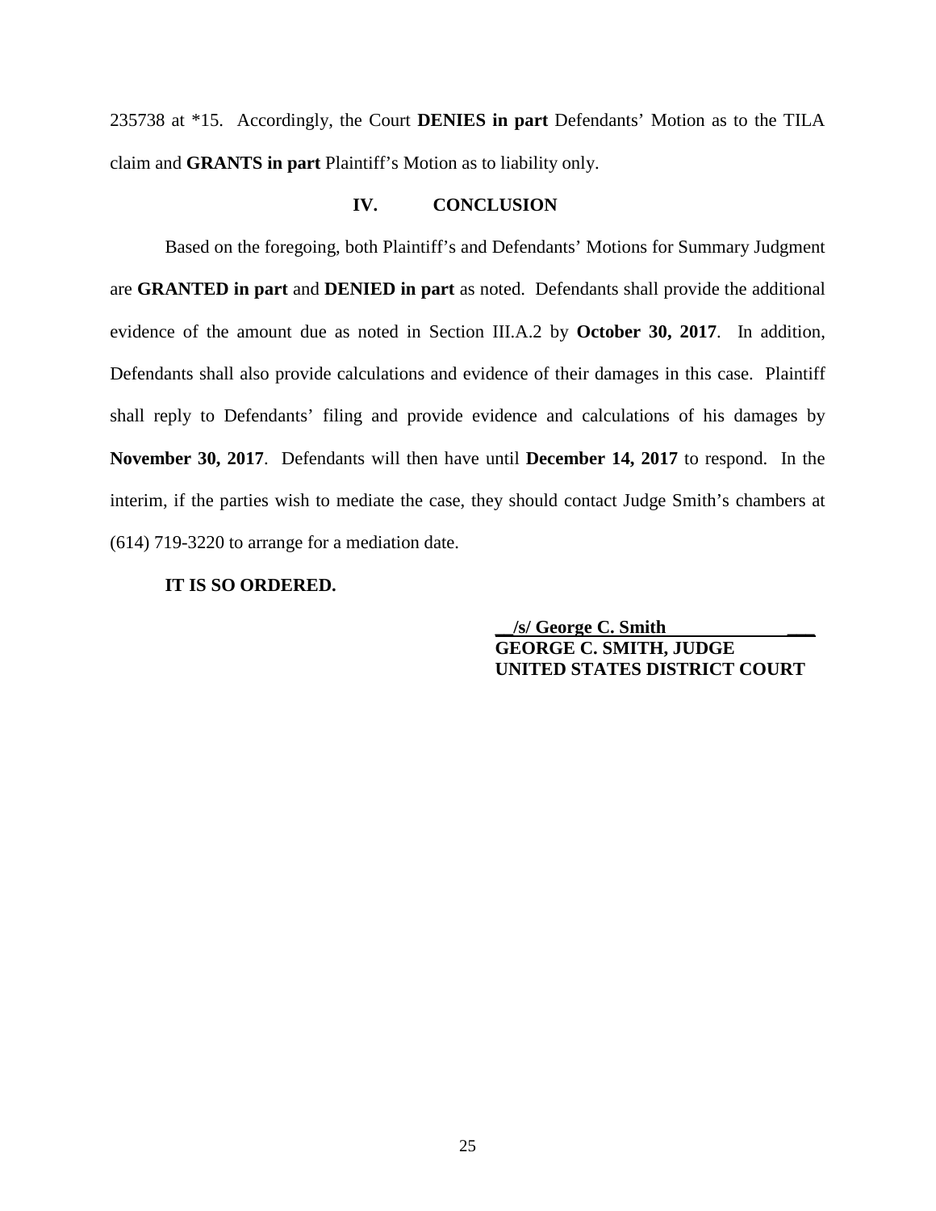235738 at *15. Accordingly, the Court **DENIES in part** Defendants' Motion as to the TILA claim and **GRANTS in part** Plaintiff's Motion as to liability only.

## IV. CONCLUSION

Based on the foregoing, both Plaintiff's and Defendants' Motions for Summary Judgment are **GRANTED in part** and **DENIED in part** as noted. Defendants shall provide the additional evidence of the amount due as noted in Section III.A.2 by **October 30, 2017**. In addition, Defendants shall also provide calculations and evidence of their damages in this case. Plaintiff shall reply to Defendants' filing and provide evidence and calculations of his damages by **November 30, 2017**. Defendants will then have until **December 14, 2017** to respond. In the interim, if the parties wish to mediate the case, they should contact Judge Smith's chambers at (614) 719-3220 to arrange for a mediation date.

**IT IS SO ORDERED.**

**/s/ George C. Smith**
**GEORGE C. SMITH, JUDGE**
**UNITED STATES DISTRICT COURT**